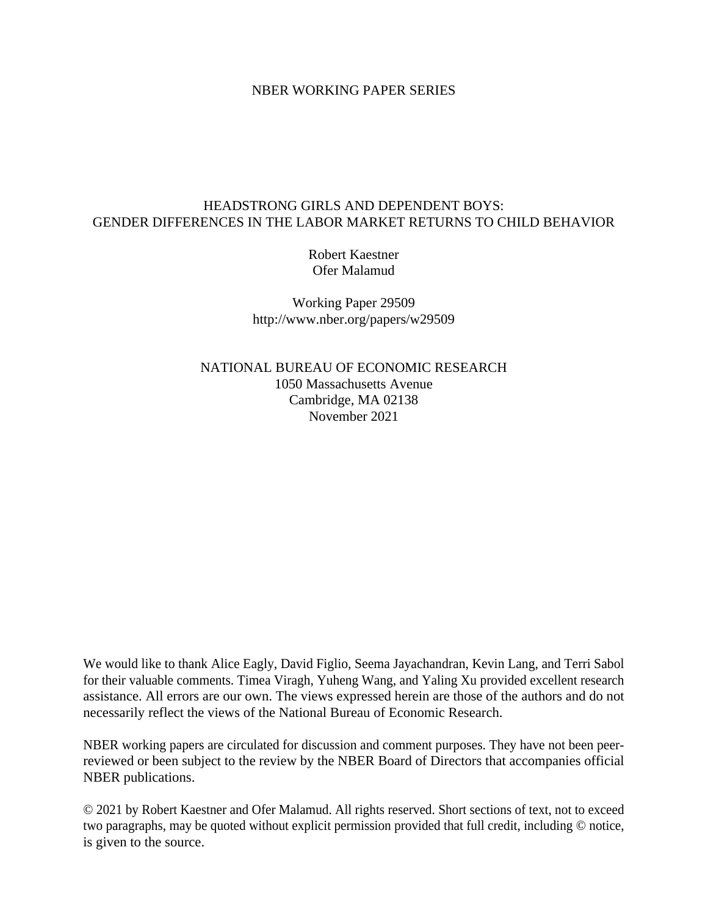NBER WORKING PAPER SERIES

# HEADSTRONG GIRLS AND DEPENDENT BOYS: GENDER DIFFERENCES IN THE LABOR MARKET RETURNS TO CHILD BEHAVIOR

Robert Kaestner
Ofer Malamud

Working Paper 29509
http://www.nber.org/papers/w29509

NATIONAL BUREAU OF ECONOMIC RESEARCH
1050 Massachusetts Avenue
Cambridge, MA 02138
November 2021

We would like to thank Alice Eagly, David Figlio, Seema Jayachandran, Kevin Lang, and Terri Sabol for their valuable comments. Timea Viragh, Yuheng Wang, and Yaling Xu provided excellent research assistance. All errors are our own. The views expressed herein are those of the authors and do not necessarily reflect the views of the National Bureau of Economic Research.

NBER working papers are circulated for discussion and comment purposes. They have not been peer-reviewed or been subject to the review by the NBER Board of Directors that accompanies official NBER publications.

© 2021 by Robert Kaestner and Ofer Malamud. All rights reserved. Short sections of text, not to exceed two paragraphs, may be quoted without explicit permission provided that full credit, including © notice, is given to the source.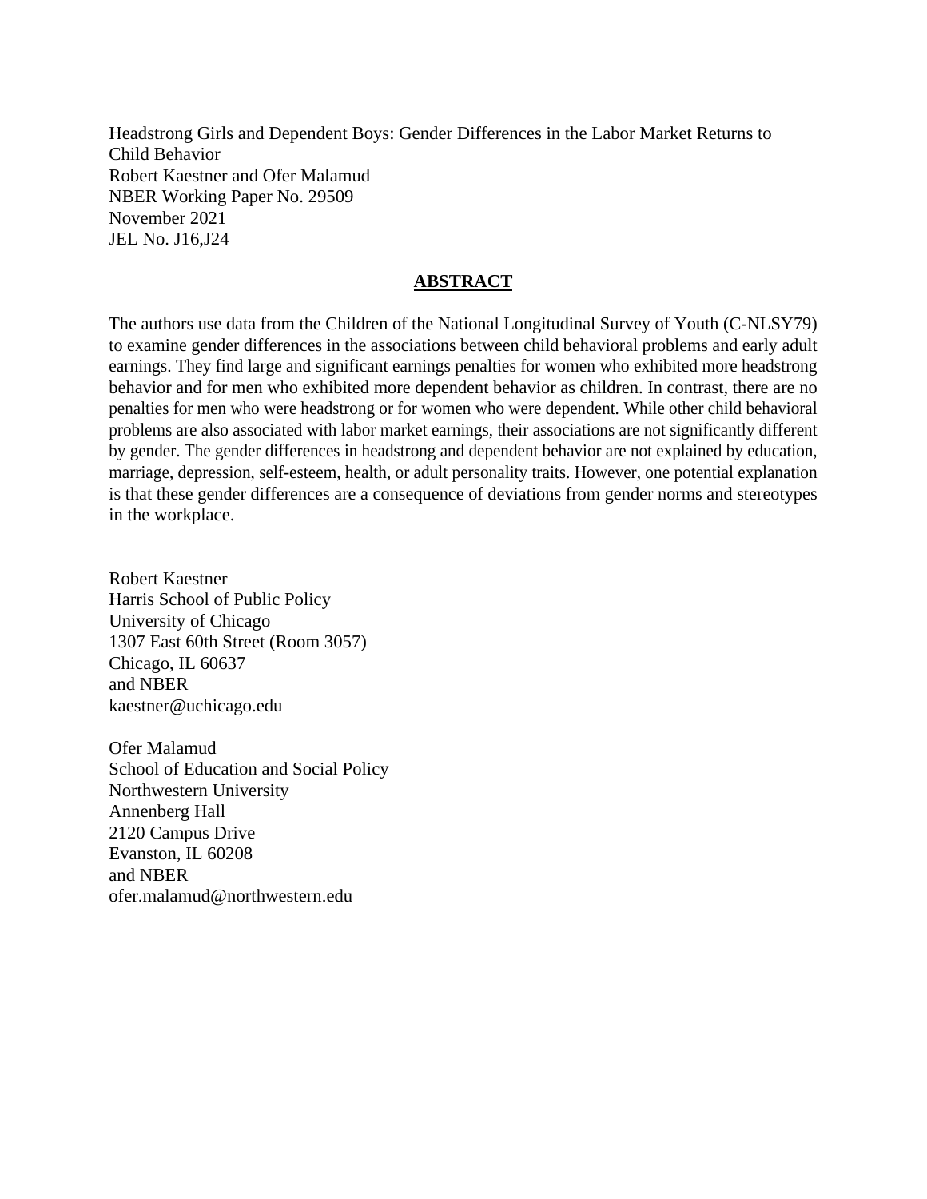Headstrong Girls and Dependent Boys: Gender Differences in the Labor Market Returns to Child Behavior
Robert Kaestner and Ofer Malamud
NBER Working Paper No. 29509
November 2021
JEL No. J16,J24

## ABSTRACT

The authors use data from the Children of the National Longitudinal Survey of Youth (C-NLSY79) to examine gender differences in the associations between child behavioral problems and early adult earnings. They find large and significant earnings penalties for women who exhibited more headstrong behavior and for men who exhibited more dependent behavior as children. In contrast, there are no penalties for men who were headstrong or for women who were dependent. While other child behavioral problems are also associated with labor market earnings, their associations are not significantly different by gender. The gender differences in headstrong and dependent behavior are not explained by education, marriage, depression, self-esteem, health, or adult personality traits. However, one potential explanation is that these gender differences are a consequence of deviations from gender norms and stereotypes in the workplace.

Robert Kaestner
Harris School of Public Policy
University of Chicago
1307 East 60th Street (Room 3057)
Chicago, IL 60637
and NBER
kaestner@uchicago.edu

Ofer Malamud
School of Education and Social Policy
Northwestern University
Annenberg Hall
2120 Campus Drive
Evanston, IL 60208
and NBER
ofer.malamud@northwestern.edu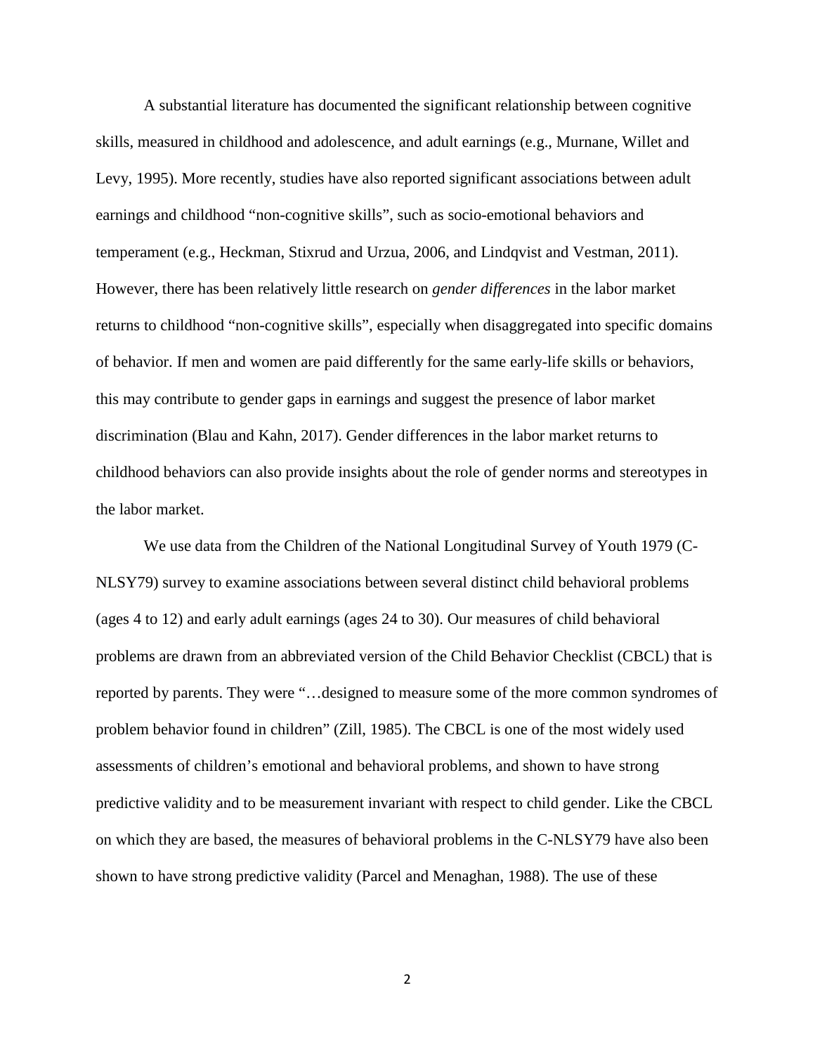A substantial literature has documented the significant relationship between cognitive skills, measured in childhood and adolescence, and adult earnings (e.g., Murnane, Willet and Levy, 1995). More recently, studies have also reported significant associations between adult earnings and childhood "non-cognitive skills", such as socio-emotional behaviors and temperament (e.g., Heckman, Stixrud and Urzua, 2006, and Lindqvist and Vestman, 2011). However, there has been relatively little research on *gender differences* in the labor market returns to childhood "non-cognitive skills", especially when disaggregated into specific domains of behavior. If men and women are paid differently for the same early-life skills or behaviors, this may contribute to gender gaps in earnings and suggest the presence of labor market discrimination (Blau and Kahn, 2017). Gender differences in the labor market returns to childhood behaviors can also provide insights about the role of gender norms and stereotypes in the labor market.

We use data from the Children of the National Longitudinal Survey of Youth 1979 (C-NLSY79) survey to examine associations between several distinct child behavioral problems (ages 4 to 12) and early adult earnings (ages 24 to 30). Our measures of child behavioral problems are drawn from an abbreviated version of the Child Behavior Checklist (CBCL) that is reported by parents. They were "…designed to measure some of the more common syndromes of problem behavior found in children" (Zill, 1985). The CBCL is one of the most widely used assessments of children's emotional and behavioral problems, and shown to have strong predictive validity and to be measurement invariant with respect to child gender. Like the CBCL on which they are based, the measures of behavioral problems in the C-NLSY79 have also been shown to have strong predictive validity (Parcel and Menaghan, 1988). The use of these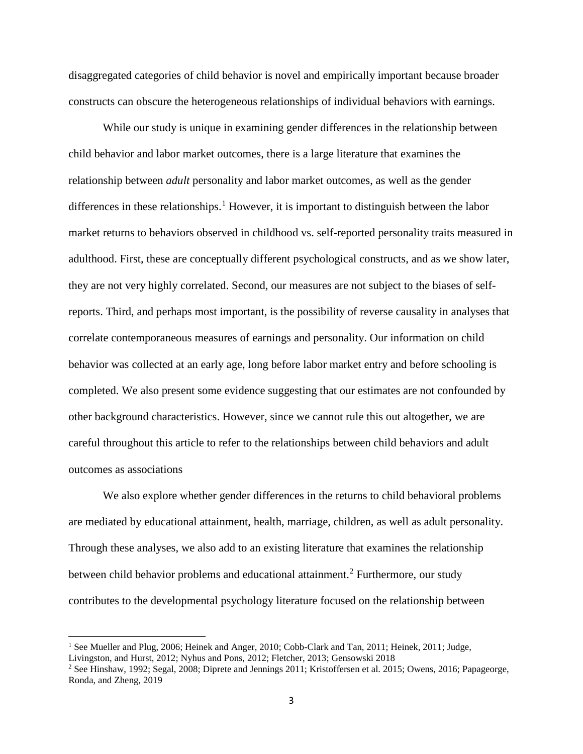disaggregated categories of child behavior is novel and empirically important because broader constructs can obscure the heterogeneous relationships of individual behaviors with earnings.

While our study is unique in examining gender differences in the relationship between child behavior and labor market outcomes, there is a large literature that examines the relationship between *adult* personality and labor market outcomes, as well as the gender differences in these relationships.[1] However, it is important to distinguish between the labor market returns to behaviors observed in childhood vs. self-reported personality traits measured in adulthood. First, these are conceptually different psychological constructs, and as we show later, they are not very highly correlated. Second, our measures are not subject to the biases of self-reports. Third, and perhaps most important, is the possibility of reverse causality in analyses that correlate contemporaneous measures of earnings and personality. Our information on child behavior was collected at an early age, long before labor market entry and before schooling is completed. We also present some evidence suggesting that our estimates are not confounded by other background characteristics. However, since we cannot rule this out altogether, we are careful throughout this article to refer to the relationships between child behaviors and adult outcomes as associations

We also explore whether gender differences in the returns to child behavioral problems are mediated by educational attainment, health, marriage, children, as well as adult personality. Through these analyses, we also add to an existing literature that examines the relationship between child behavior problems and educational attainment.[2] Furthermore, our study contributes to the developmental psychology literature focused on the relationship between

---

[1] See Mueller and Plug, 2006; Heinek and Anger, 2010; Cobb-Clark and Tan, 2011; Heinek, 2011; Judge, Livingston, and Hurst, 2012; Nyhus and Pons, 2012; Fletcher, 2013; Gensowski 2018

[2] See Hinshaw, 1992; Segal, 2008; Diprete and Jennings 2011; Kristoffersen et al. 2015; Owens, 2016; Papageorge, Ronda, and Zheng, 2019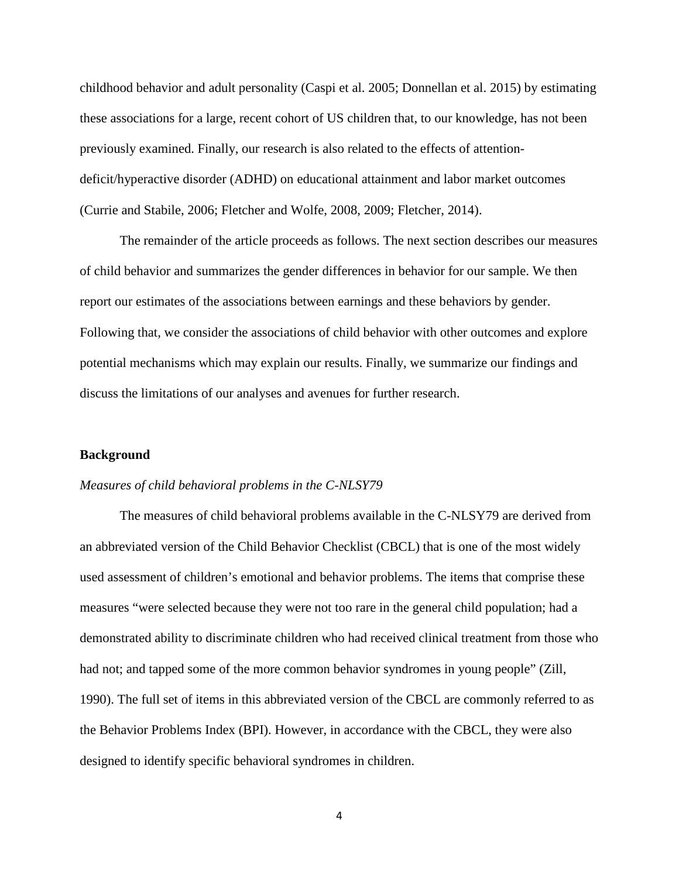childhood behavior and adult personality (Caspi et al. 2005; Donnellan et al. 2015) by estimating these associations for a large, recent cohort of US children that, to our knowledge, has not been previously examined. Finally, our research is also related to the effects of attention-deficit/hyperactive disorder (ADHD) on educational attainment and labor market outcomes (Currie and Stabile, 2006; Fletcher and Wolfe, 2008, 2009; Fletcher, 2014).

The remainder of the article proceeds as follows. The next section describes our measures of child behavior and summarizes the gender differences in behavior for our sample. We then report our estimates of the associations between earnings and these behaviors by gender. Following that, we consider the associations of child behavior with other outcomes and explore potential mechanisms which may explain our results. Finally, we summarize our findings and discuss the limitations of our analyses and avenues for further research.

## Background

### *Measures of child behavioral problems in the C-NLSY79*

The measures of child behavioral problems available in the C-NLSY79 are derived from an abbreviated version of the Child Behavior Checklist (CBCL) that is one of the most widely used assessment of children's emotional and behavior problems. The items that comprise these measures "were selected because they were not too rare in the general child population; had a demonstrated ability to discriminate children who had received clinical treatment from those who had not; and tapped some of the more common behavior syndromes in young people" (Zill, 1990). The full set of items in this abbreviated version of the CBCL are commonly referred to as the Behavior Problems Index (BPI). However, in accordance with the CBCL, they were also designed to identify specific behavioral syndromes in children.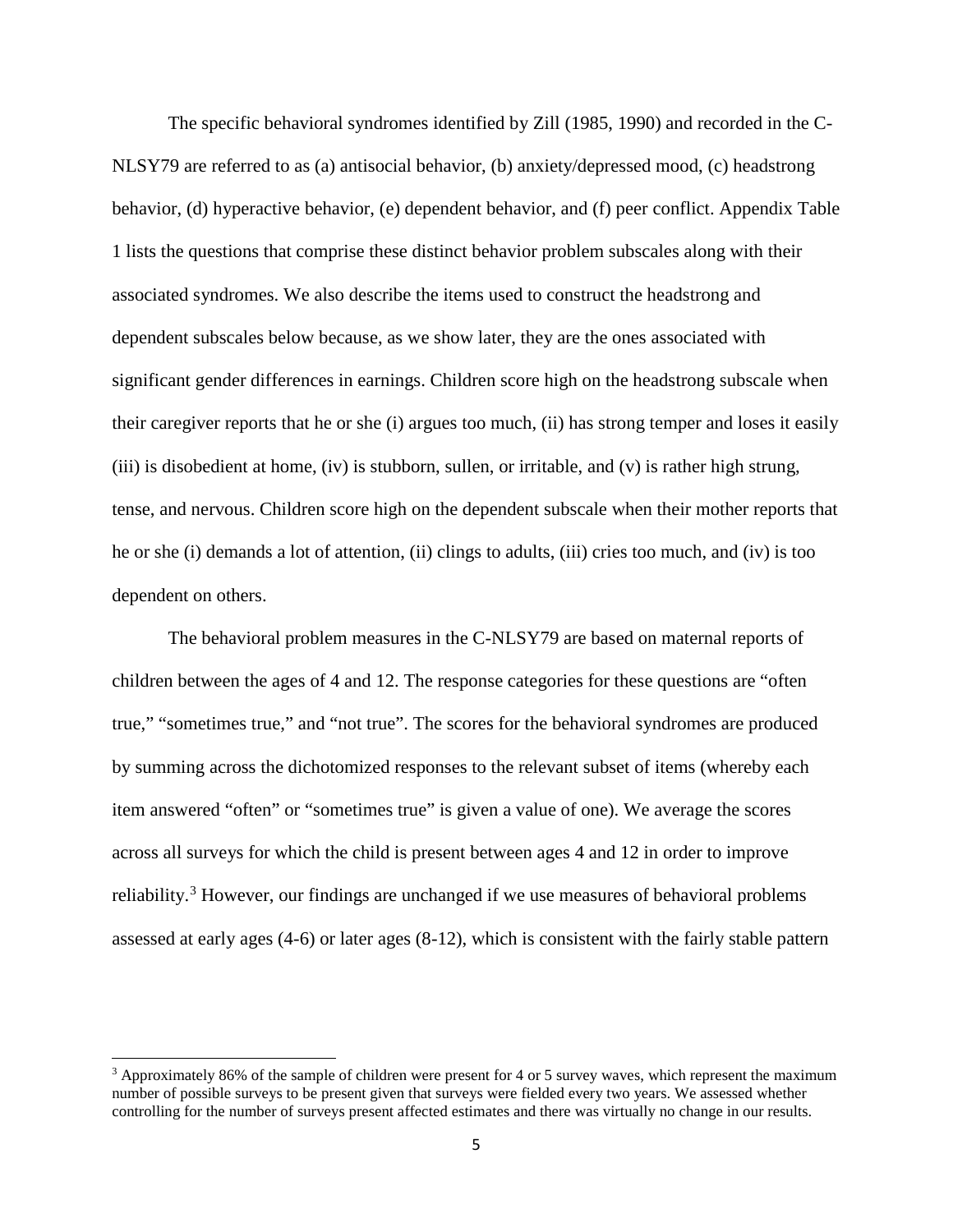The specific behavioral syndromes identified by Zill (1985, 1990) and recorded in the C-NLSY79 are referred to as (a) antisocial behavior, (b) anxiety/depressed mood, (c) headstrong behavior, (d) hyperactive behavior, (e) dependent behavior, and (f) peer conflict. Appendix Table 1 lists the questions that comprise these distinct behavior problem subscales along with their associated syndromes. We also describe the items used to construct the headstrong and dependent subscales below because, as we show later, they are the ones associated with significant gender differences in earnings. Children score high on the headstrong subscale when their caregiver reports that he or she (i) argues too much, (ii) has strong temper and loses it easily (iii) is disobedient at home, (iv) is stubborn, sullen, or irritable, and (v) is rather high strung, tense, and nervous. Children score high on the dependent subscale when their mother reports that he or she (i) demands a lot of attention, (ii) clings to adults, (iii) cries too much, and (iv) is too dependent on others.

The behavioral problem measures in the C-NLSY79 are based on maternal reports of children between the ages of 4 and 12. The response categories for these questions are "often true," "sometimes true," and "not true". The scores for the behavioral syndromes are produced by summing across the dichotomized responses to the relevant subset of items (whereby each item answered "often" or "sometimes true" is given a value of one). We average the scores across all surveys for which the child is present between ages 4 and 12 in order to improve reliability.[3] However, our findings are unchanged if we use measures of behavioral problems assessed at early ages (4-6) or later ages (8-12), which is consistent with the fairly stable pattern

[3] Approximately 86% of the sample of children were present for 4 or 5 survey waves, which represent the maximum number of possible surveys to be present given that surveys were fielded every two years. We assessed whether controlling for the number of surveys present affected estimates and there was virtually no change in our results.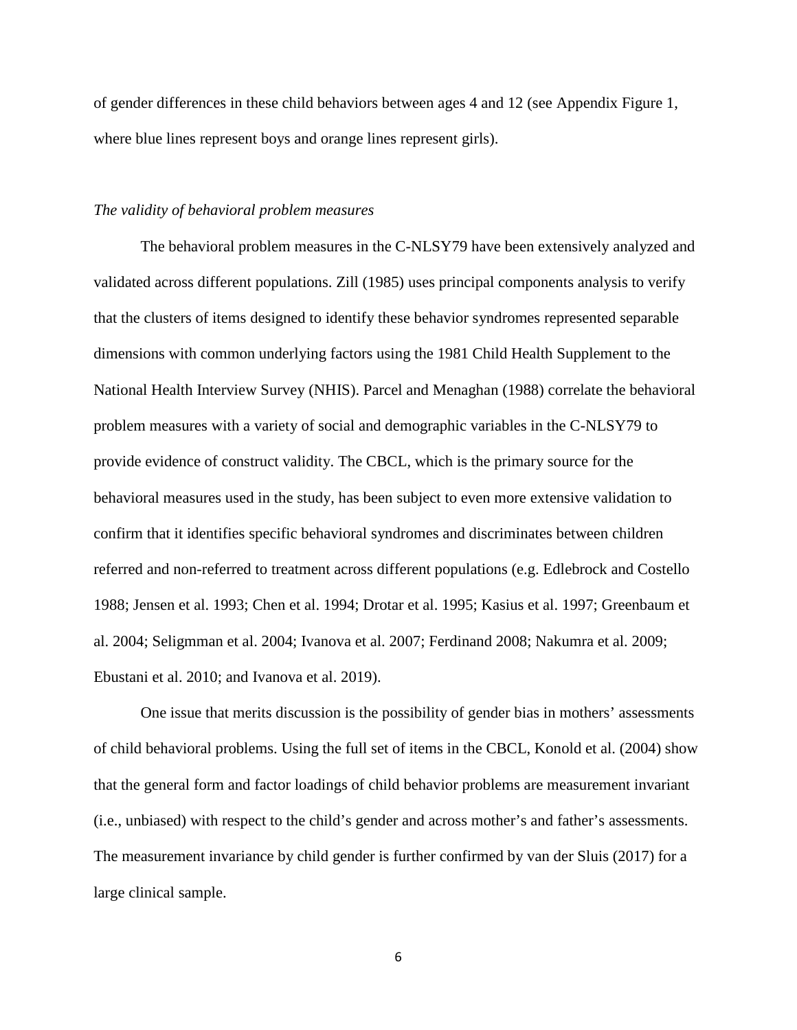of gender differences in these child behaviors between ages 4 and 12 (see Appendix Figure 1, where blue lines represent boys and orange lines represent girls).

### *The validity of behavioral problem measures*

The behavioral problem measures in the C-NLSY79 have been extensively analyzed and validated across different populations. Zill (1985) uses principal components analysis to verify that the clusters of items designed to identify these behavior syndromes represented separable dimensions with common underlying factors using the 1981 Child Health Supplement to the National Health Interview Survey (NHIS). Parcel and Menaghan (1988) correlate the behavioral problem measures with a variety of social and demographic variables in the C-NLSY79 to provide evidence of construct validity. The CBCL, which is the primary source for the behavioral measures used in the study, has been subject to even more extensive validation to confirm that it identifies specific behavioral syndromes and discriminates between children referred and non-referred to treatment across different populations (e.g. Edlebrock and Costello 1988; Jensen et al. 1993; Chen et al. 1994; Drotar et al. 1995; Kasius et al. 1997; Greenbaum et al. 2004; Seligmman et al. 2004; Ivanova et al. 2007; Ferdinand 2008; Nakumra et al. 2009; Ebustani et al. 2010; and Ivanova et al. 2019).

One issue that merits discussion is the possibility of gender bias in mothers' assessments of child behavioral problems. Using the full set of items in the CBCL, Konold et al. (2004) show that the general form and factor loadings of child behavior problems are measurement invariant (i.e., unbiased) with respect to the child's gender and across mother's and father's assessments. The measurement invariance by child gender is further confirmed by van der Sluis (2017) for a large clinical sample.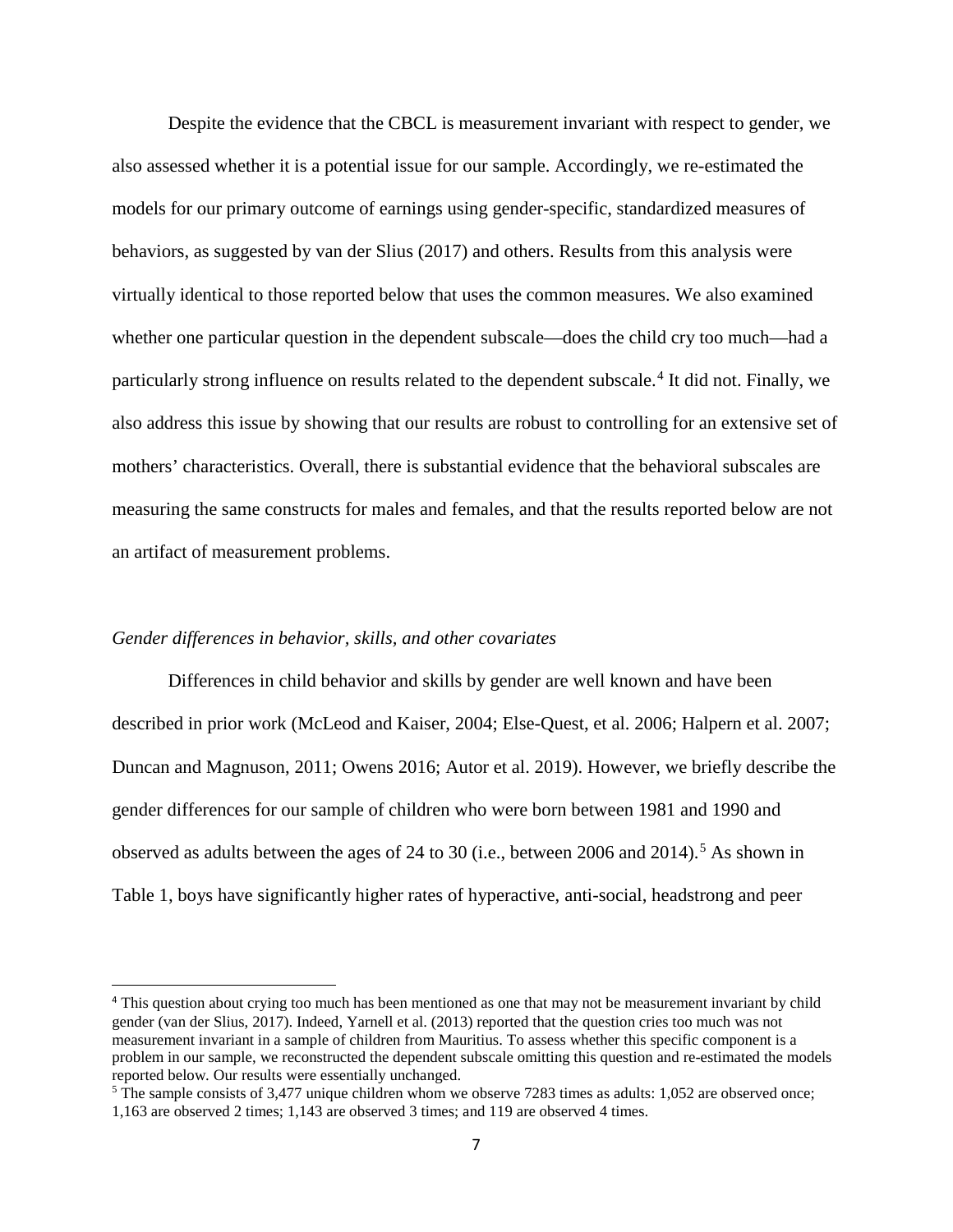Despite the evidence that the CBCL is measurement invariant with respect to gender, we also assessed whether it is a potential issue for our sample. Accordingly, we re-estimated the models for our primary outcome of earnings using gender-specific, standardized measures of behaviors, as suggested by van der Slius (2017) and others. Results from this analysis were virtually identical to those reported below that uses the common measures. We also examined whether one particular question in the dependent subscale—does the child cry too much—had a particularly strong influence on results related to the dependent subscale.[4] It did not. Finally, we also address this issue by showing that our results are robust to controlling for an extensive set of mothers' characteristics. Overall, there is substantial evidence that the behavioral subscales are measuring the same constructs for males and females, and that the results reported below are not an artifact of measurement problems.

*Gender differences in behavior, skills, and other covariates*

Differences in child behavior and skills by gender are well known and have been described in prior work (McLeod and Kaiser, 2004; Else-Quest, et al. 2006; Halpern et al. 2007; Duncan and Magnuson, 2011; Owens 2016; Autor et al. 2019). However, we briefly describe the gender differences for our sample of children who were born between 1981 and 1990 and observed as adults between the ages of 24 to 30 (i.e., between 2006 and 2014).[5] As shown in Table 1, boys have significantly higher rates of hyperactive, anti-social, headstrong and peer

---

[4] This question about crying too much has been mentioned as one that may not be measurement invariant by child gender (van der Slius, 2017). Indeed, Yarnell et al. (2013) reported that the question cries too much was not measurement invariant in a sample of children from Mauritius. To assess whether this specific component is a problem in our sample, we reconstructed the dependent subscale omitting this question and re-estimated the models reported below. Our results were essentially unchanged.

[5] The sample consists of 3,477 unique children whom we observe 7283 times as adults: 1,052 are observed once; 1,163 are observed 2 times; 1,143 are observed 3 times; and 119 are observed 4 times.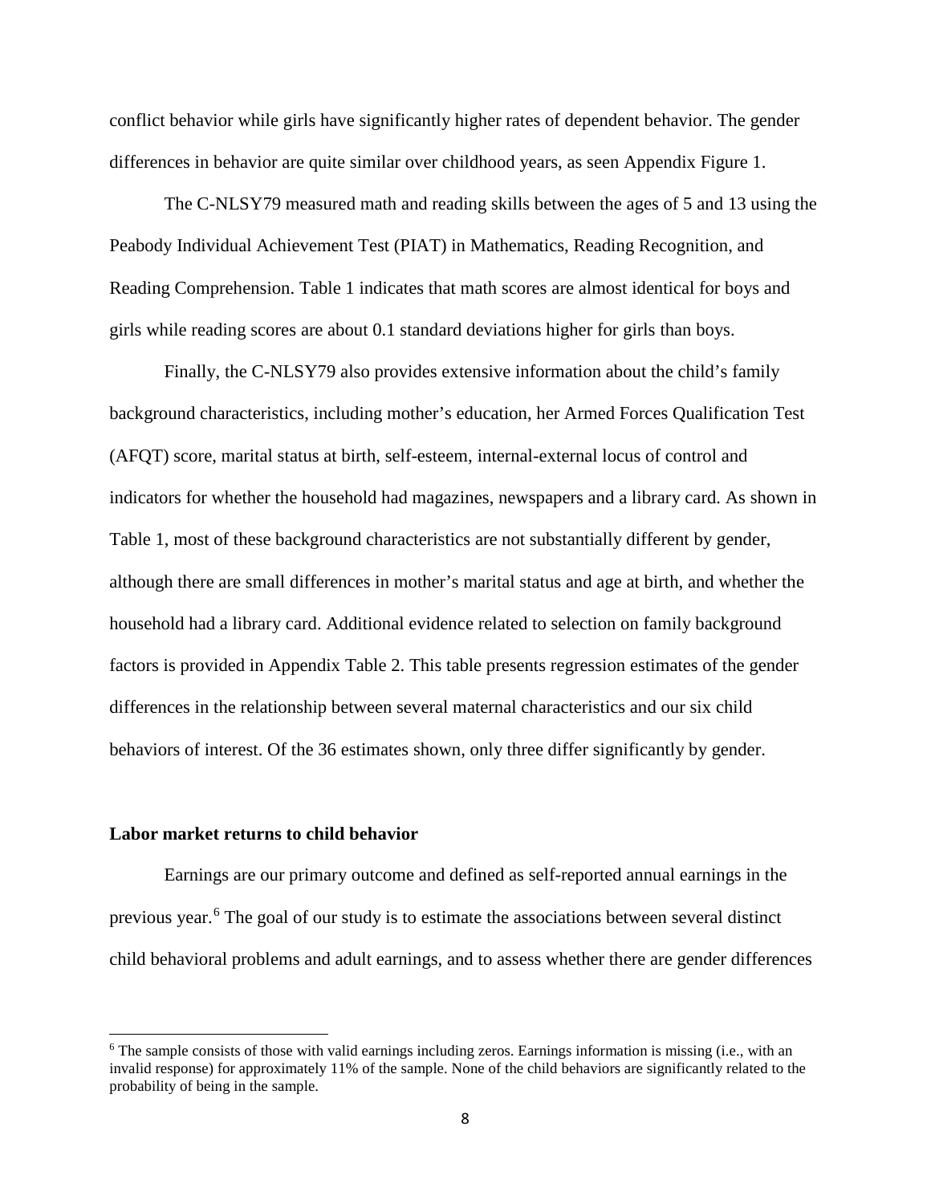conflict behavior while girls have significantly higher rates of dependent behavior. The gender differences in behavior are quite similar over childhood years, as seen Appendix Figure 1.

The C-NLSY79 measured math and reading skills between the ages of 5 and 13 using the Peabody Individual Achievement Test (PIAT) in Mathematics, Reading Recognition, and Reading Comprehension. Table 1 indicates that math scores are almost identical for boys and girls while reading scores are about 0.1 standard deviations higher for girls than boys.

Finally, the C-NLSY79 also provides extensive information about the child's family background characteristics, including mother's education, her Armed Forces Qualification Test (AFQT) score, marital status at birth, self-esteem, internal-external locus of control and indicators for whether the household had magazines, newspapers and a library card. As shown in Table 1, most of these background characteristics are not substantially different by gender, although there are small differences in mother's marital status and age at birth, and whether the household had a library card. Additional evidence related to selection on family background factors is provided in Appendix Table 2. This table presents regression estimates of the gender differences in the relationship between several maternal characteristics and our six child behaviors of interest. Of the 36 estimates shown, only three differ significantly by gender.

### Labor market returns to child behavior

Earnings are our primary outcome and defined as self-reported annual earnings in the previous year.[6] The goal of our study is to estimate the associations between several distinct child behavioral problems and adult earnings, and to assess whether there are gender differences

[6] The sample consists of those with valid earnings including zeros. Earnings information is missing (i.e., with an invalid response) for approximately 11% of the sample. None of the child behaviors are significantly related to the probability of being in the sample.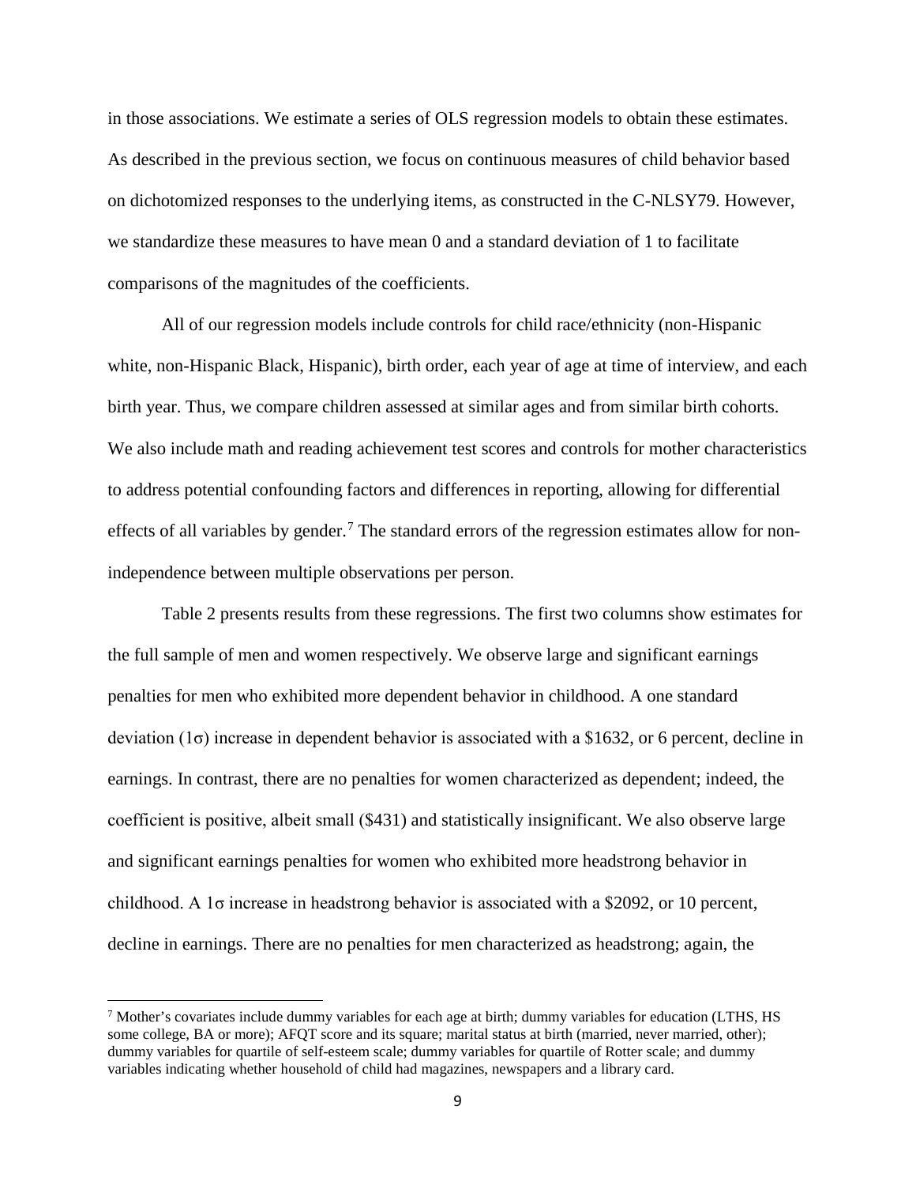in those associations. We estimate a series of OLS regression models to obtain these estimates. As described in the previous section, we focus on continuous measures of child behavior based on dichotomized responses to the underlying items, as constructed in the C-NLSY79. However, we standardize these measures to have mean 0 and a standard deviation of 1 to facilitate comparisons of the magnitudes of the coefficients.

All of our regression models include controls for child race/ethnicity (non-Hispanic white, non-Hispanic Black, Hispanic), birth order, each year of age at time of interview, and each birth year. Thus, we compare children assessed at similar ages and from similar birth cohorts. We also include math and reading achievement test scores and controls for mother characteristics to address potential confounding factors and differences in reporting, allowing for differential effects of all variables by gender.[7] The standard errors of the regression estimates allow for non-independence between multiple observations per person.

Table 2 presents results from these regressions. The first two columns show estimates for the full sample of men and women respectively. We observe large and significant earnings penalties for men who exhibited more dependent behavior in childhood. A one standard deviation (1σ) increase in dependent behavior is associated with a \$1632, or 6 percent, decline in earnings. In contrast, there are no penalties for women characterized as dependent; indeed, the coefficient is positive, albeit small (\$431) and statistically insignificant. We also observe large and significant earnings penalties for women who exhibited more headstrong behavior in childhood. A 1σ increase in headstrong behavior is associated with a \$2092, or 10 percent, decline in earnings. There are no penalties for men characterized as headstrong; again, the

[7] Mother's covariates include dummy variables for each age at birth; dummy variables for education (LTHS, HS some college, BA or more); AFQT score and its square; marital status at birth (married, never married, other); dummy variables for quartile of self-esteem scale; dummy variables for quartile of Rotter scale; and dummy variables indicating whether household of child had magazines, newspapers and a library card.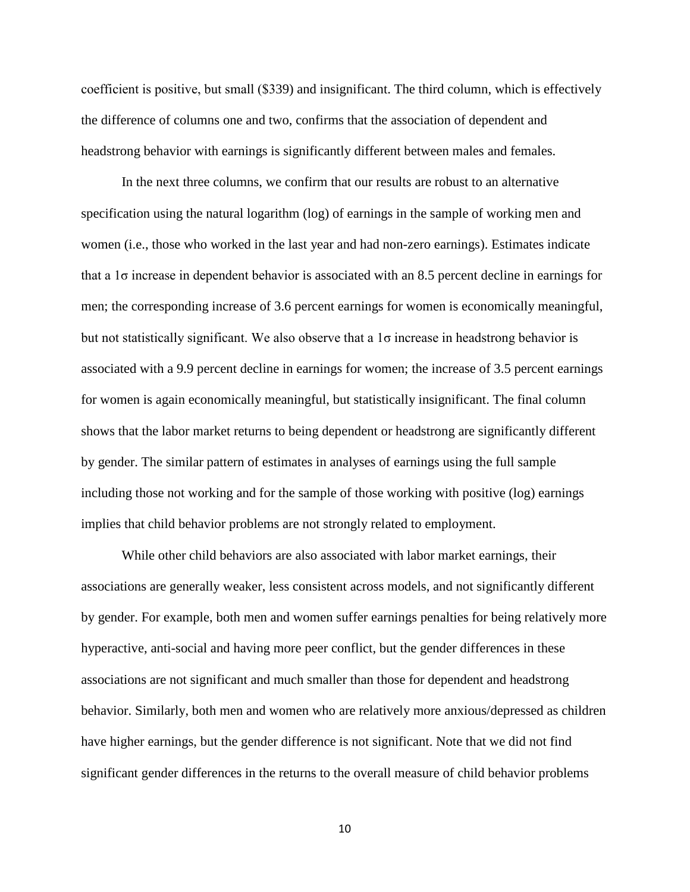coefficient is positive, but small ($339) and insignificant. The third column, which is effectively the difference of columns one and two, confirms that the association of dependent and headstrong behavior with earnings is significantly different between males and females.

In the next three columns, we confirm that our results are robust to an alternative specification using the natural logarithm (log) of earnings in the sample of working men and women (i.e., those who worked in the last year and had non-zero earnings). Estimates indicate that a $1\sigma$ increase in dependent behavior is associated with an 8.5 percent decline in earnings for men; the corresponding increase of 3.6 percent earnings for women is economically meaningful, but not statistically significant. We also observe that a $1\sigma$ increase in headstrong behavior is associated with a 9.9 percent decline in earnings for women; the increase of 3.5 percent earnings for women is again economically meaningful, but statistically insignificant. The final column shows that the labor market returns to being dependent or headstrong are significantly different by gender. The similar pattern of estimates in analyses of earnings using the full sample including those not working and for the sample of those working with positive (log) earnings implies that child behavior problems are not strongly related to employment.

While other child behaviors are also associated with labor market earnings, their associations are generally weaker, less consistent across models, and not significantly different by gender. For example, both men and women suffer earnings penalties for being relatively more hyperactive, anti-social and having more peer conflict, but the gender differences in these associations are not significant and much smaller than those for dependent and headstrong behavior. Similarly, both men and women who are relatively more anxious/depressed as children have higher earnings, but the gender difference is not significant. Note that we did not find significant gender differences in the returns to the overall measure of child behavior problems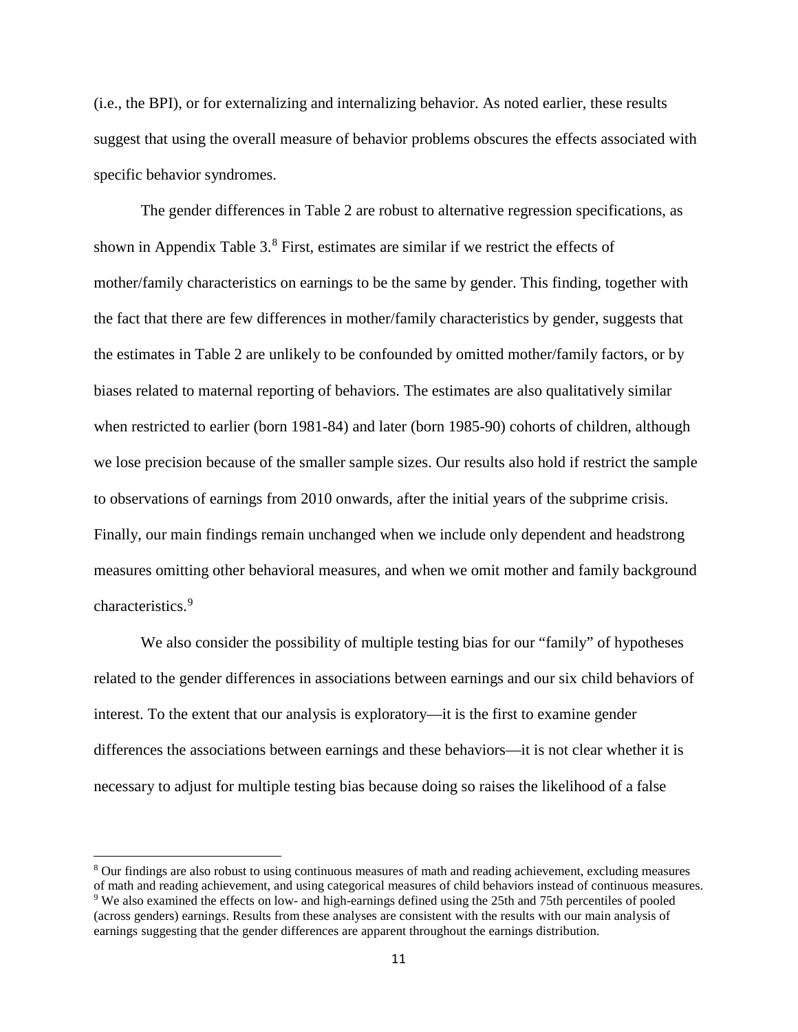(i.e., the BPI), or for externalizing and internalizing behavior. As noted earlier, these results suggest that using the overall measure of behavior problems obscures the effects associated with specific behavior syndromes.

The gender differences in Table 2 are robust to alternative regression specifications, as shown in Appendix Table 3.[8] First, estimates are similar if we restrict the effects of mother/family characteristics on earnings to be the same by gender. This finding, together with the fact that there are few differences in mother/family characteristics by gender, suggests that the estimates in Table 2 are unlikely to be confounded by omitted mother/family factors, or by biases related to maternal reporting of behaviors. The estimates are also qualitatively similar when restricted to earlier (born 1981-84) and later (born 1985-90) cohorts of children, although we lose precision because of the smaller sample sizes. Our results also hold if restrict the sample to observations of earnings from 2010 onwards, after the initial years of the subprime crisis. Finally, our main findings remain unchanged when we include only dependent and headstrong measures omitting other behavioral measures, and when we omit mother and family background characteristics.[9]

We also consider the possibility of multiple testing bias for our "family" of hypotheses related to the gender differences in associations between earnings and our six child behaviors of interest. To the extent that our analysis is exploratory—it is the first to examine gender differences the associations between earnings and these behaviors—it is not clear whether it is necessary to adjust for multiple testing bias because doing so raises the likelihood of a false

[8] Our findings are also robust to using continuous measures of math and reading achievement, excluding measures of math and reading achievement, and using categorical measures of child behaviors instead of continuous measures.

[9] We also examined the effects on low- and high-earnings defined using the 25th and 75th percentiles of pooled (across genders) earnings. Results from these analyses are consistent with the results with our main analysis of earnings suggesting that the gender differences are apparent throughout the earnings distribution.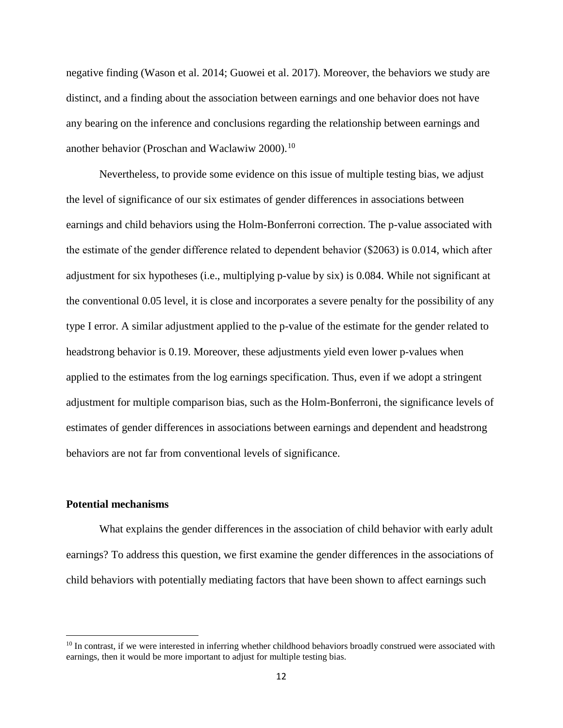negative finding (Wason et al. 2014; Guowei et al. 2017). Moreover, the behaviors we study are distinct, and a finding about the association between earnings and one behavior does not have any bearing on the inference and conclusions regarding the relationship between earnings and another behavior (Proschan and Waclawiw 2000).[10]

Nevertheless, to provide some evidence on this issue of multiple testing bias, we adjust the level of significance of our six estimates of gender differences in associations between earnings and child behaviors using the Holm-Bonferroni correction. The p-value associated with the estimate of the gender difference related to dependent behavior ($2063) is 0.014, which after adjustment for six hypotheses (i.e., multiplying p-value by six) is 0.084. While not significant at the conventional 0.05 level, it is close and incorporates a severe penalty for the possibility of any type I error. A similar adjustment applied to the p-value of the estimate for the gender related to headstrong behavior is 0.19. Moreover, these adjustments yield even lower p-values when applied to the estimates from the log earnings specification. Thus, even if we adopt a stringent adjustment for multiple comparison bias, such as the Holm-Bonferroni, the significance levels of estimates of gender differences in associations between earnings and dependent and headstrong behaviors are not far from conventional levels of significance.

**Potential mechanisms**

What explains the gender differences in the association of child behavior with early adult earnings? To address this question, we first examine the gender differences in the associations of child behaviors with potentially mediating factors that have been shown to affect earnings such

[10] In contrast, if we were interested in inferring whether childhood behaviors broadly construed were associated with earnings, then it would be more important to adjust for multiple testing bias.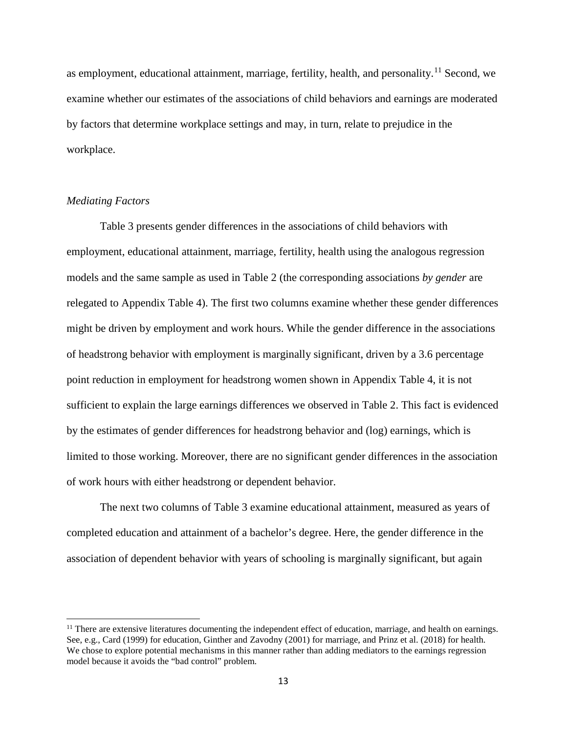as employment, educational attainment, marriage, fertility, health, and personality.[11] Second, we examine whether our estimates of the associations of child behaviors and earnings are moderated by factors that determine workplace settings and may, in turn, relate to prejudice in the workplace.

*Mediating Factors*

Table 3 presents gender differences in the associations of child behaviors with employment, educational attainment, marriage, fertility, health using the analogous regression models and the same sample as used in Table 2 (the corresponding associations *by gender* are relegated to Appendix Table 4). The first two columns examine whether these gender differences might be driven by employment and work hours. While the gender difference in the associations of headstrong behavior with employment is marginally significant, driven by a 3.6 percentage point reduction in employment for headstrong women shown in Appendix Table 4, it is not sufficient to explain the large earnings differences we observed in Table 2. This fact is evidenced by the estimates of gender differences for headstrong behavior and (log) earnings, which is limited to those working. Moreover, there are no significant gender differences in the association of work hours with either headstrong or dependent behavior.

The next two columns of Table 3 examine educational attainment, measured as years of completed education and attainment of a bachelor's degree. Here, the gender difference in the association of dependent behavior with years of schooling is marginally significant, but again

[11] There are extensive literatures documenting the independent effect of education, marriage, and health on earnings. See, e.g., Card (1999) for education, Ginther and Zavodny (2001) for marriage, and Prinz et al. (2018) for health. We chose to explore potential mechanisms in this manner rather than adding mediators to the earnings regression model because it avoids the "bad control" problem.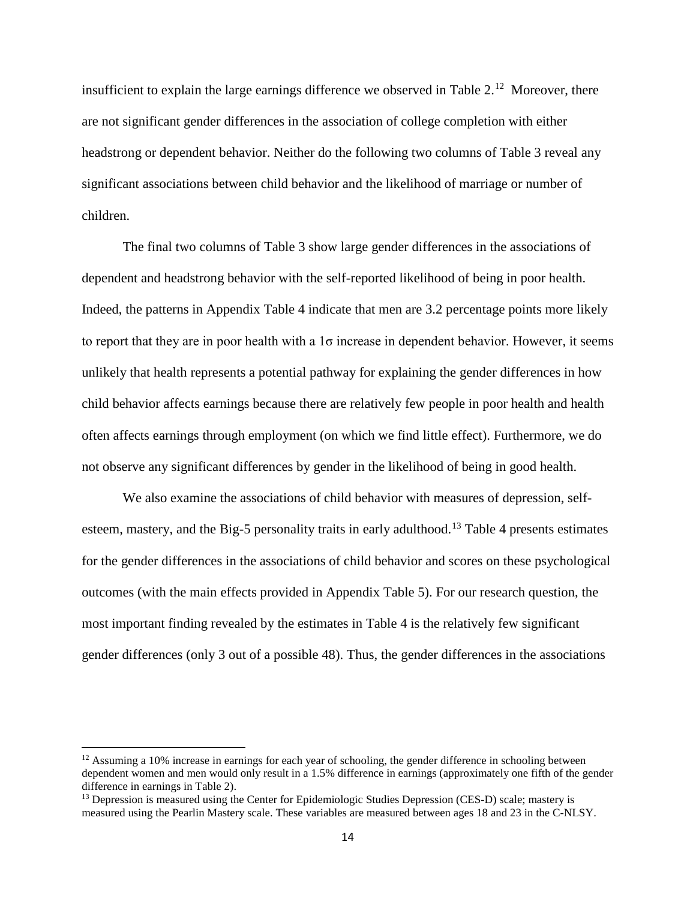insufficient to explain the large earnings difference we observed in Table 2.[12] Moreover, there are not significant gender differences in the association of college completion with either headstrong or dependent behavior. Neither do the following two columns of Table 3 reveal any significant associations between child behavior and the likelihood of marriage or number of children.

The final two columns of Table 3 show large gender differences in the associations of dependent and headstrong behavior with the self-reported likelihood of being in poor health. Indeed, the patterns in Appendix Table 4 indicate that men are 3.2 percentage points more likely to report that they are in poor health with a $1\sigma$ increase in dependent behavior. However, it seems unlikely that health represents a potential pathway for explaining the gender differences in how child behavior affects earnings because there are relatively few people in poor health and health often affects earnings through employment (on which we find little effect). Furthermore, we do not observe any significant differences by gender in the likelihood of being in good health.

We also examine the associations of child behavior with measures of depression, self-esteem, mastery, and the Big-5 personality traits in early adulthood.[13] Table 4 presents estimates for the gender differences in the associations of child behavior and scores on these psychological outcomes (with the main effects provided in Appendix Table 5). For our research question, the most important finding revealed by the estimates in Table 4 is the relatively few significant gender differences (only 3 out of a possible 48). Thus, the gender differences in the associations

---

[12] Assuming a 10% increase in earnings for each year of schooling, the gender difference in schooling between dependent women and men would only result in a 1.5% difference in earnings (approximately one fifth of the gender difference in earnings in Table 2).

[13] Depression is measured using the Center for Epidemiologic Studies Depression (CES-D) scale; mastery is measured using the Pearlin Mastery scale. These variables are measured between ages 18 and 23 in the C-NLSY.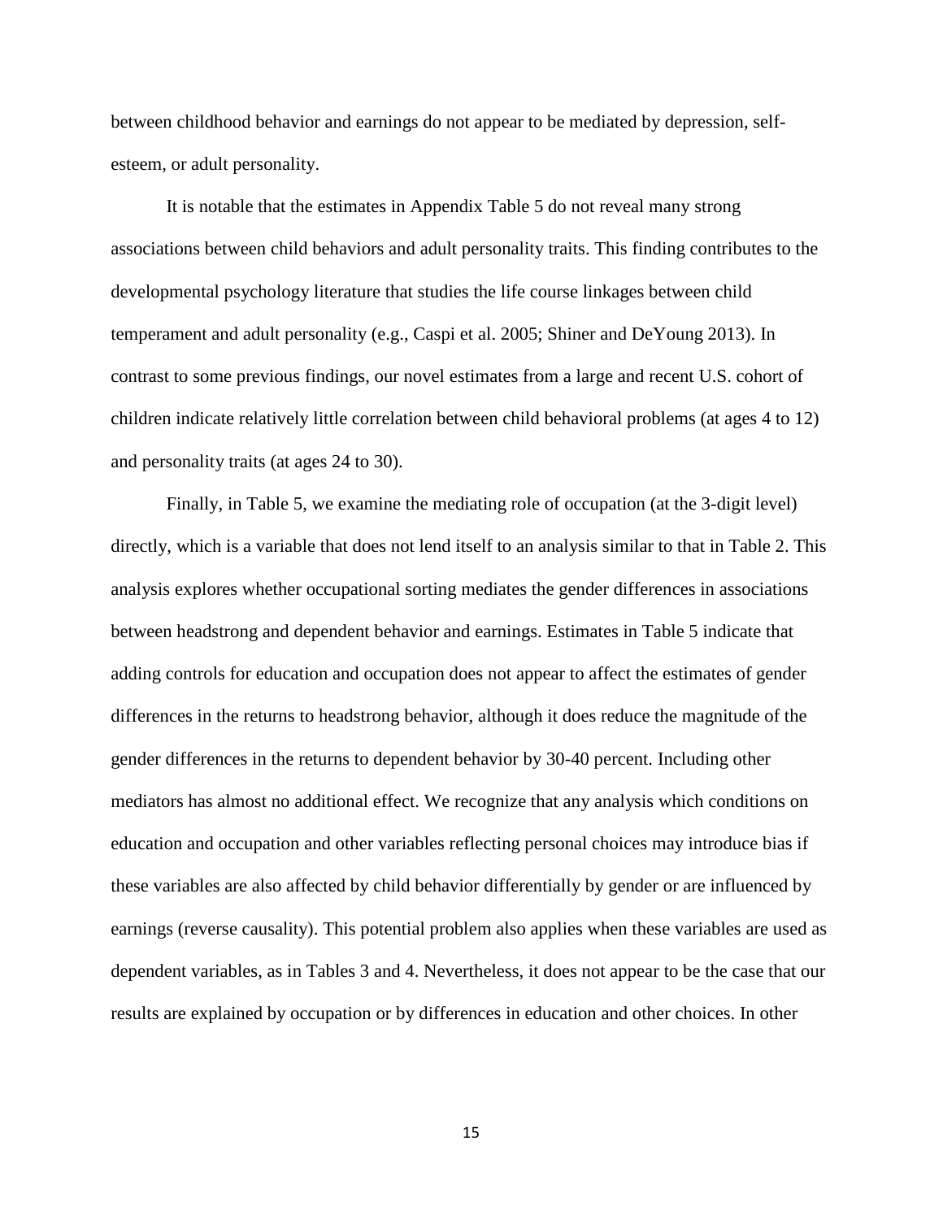between childhood behavior and earnings do not appear to be mediated by depression, self-esteem, or adult personality.

It is notable that the estimates in Appendix Table 5 do not reveal many strong associations between child behaviors and adult personality traits. This finding contributes to the developmental psychology literature that studies the life course linkages between child temperament and adult personality (e.g., Caspi et al. 2005; Shiner and DeYoung 2013). In contrast to some previous findings, our novel estimates from a large and recent U.S. cohort of children indicate relatively little correlation between child behavioral problems (at ages 4 to 12) and personality traits (at ages 24 to 30).

Finally, in Table 5, we examine the mediating role of occupation (at the 3-digit level) directly, which is a variable that does not lend itself to an analysis similar to that in Table 2. This analysis explores whether occupational sorting mediates the gender differences in associations between headstrong and dependent behavior and earnings. Estimates in Table 5 indicate that adding controls for education and occupation does not appear to affect the estimates of gender differences in the returns to headstrong behavior, although it does reduce the magnitude of the gender differences in the returns to dependent behavior by 30-40 percent. Including other mediators has almost no additional effect. We recognize that any analysis which conditions on education and occupation and other variables reflecting personal choices may introduce bias if these variables are also affected by child behavior differentially by gender or are influenced by earnings (reverse causality). This potential problem also applies when these variables are used as dependent variables, as in Tables 3 and 4. Nevertheless, it does not appear to be the case that our results are explained by occupation or by differences in education and other choices. In other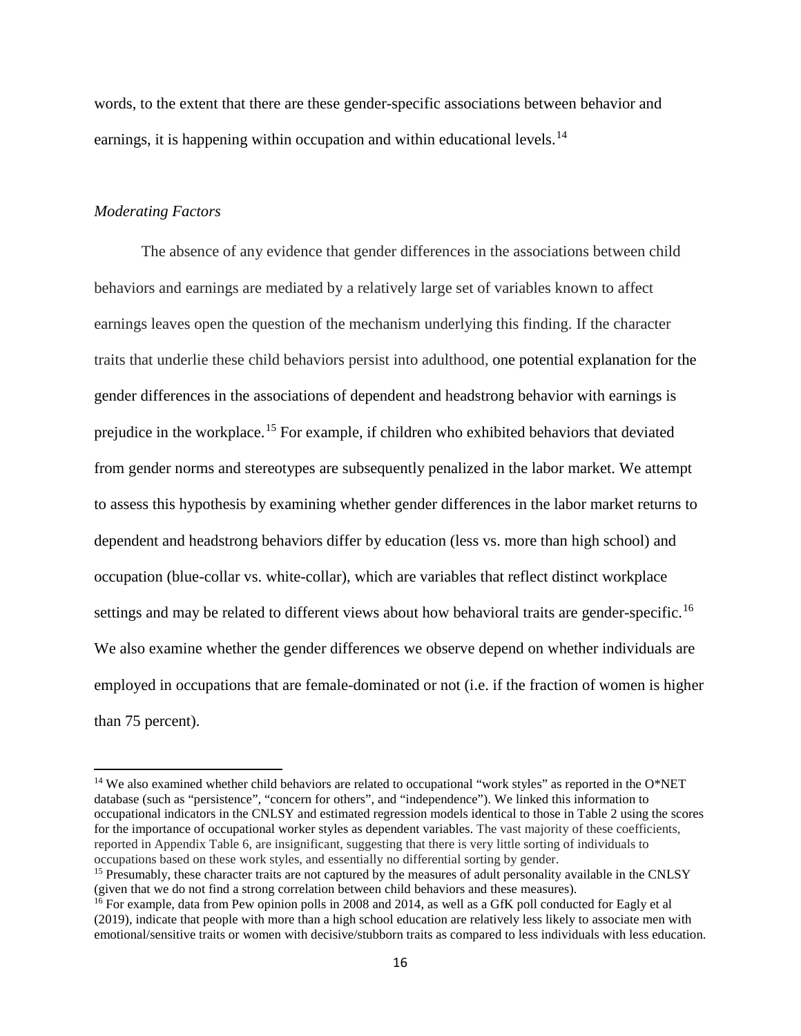words, to the extent that there are these gender-specific associations between behavior and earnings, it is happening within occupation and within educational levels.[14]

*Moderating Factors*

The absence of any evidence that gender differences in the associations between child behaviors and earnings are mediated by a relatively large set of variables known to affect earnings leaves open the question of the mechanism underlying this finding. If the character traits that underlie these child behaviors persist into adulthood, one potential explanation for the gender differences in the associations of dependent and headstrong behavior with earnings is prejudice in the workplace.[15] For example, if children who exhibited behaviors that deviated from gender norms and stereotypes are subsequently penalized in the labor market. We attempt to assess this hypothesis by examining whether gender differences in the labor market returns to dependent and headstrong behaviors differ by education (less vs. more than high school) and occupation (blue-collar vs. white-collar), which are variables that reflect distinct workplace settings and may be related to different views about how behavioral traits are gender-specific.[16] We also examine whether the gender differences we observe depend on whether individuals are employed in occupations that are female-dominated or not (i.e. if the fraction of women is higher than 75 percent).

[14] We also examined whether child behaviors are related to occupational "work styles" as reported in the O*NET database (such as "persistence", "concern for others", and "independence"). We linked this information to occupational indicators in the CNLSY and estimated regression models identical to those in Table 2 using the scores for the importance of occupational worker styles as dependent variables. The vast majority of these coefficients, reported in Appendix Table 6, are insignificant, suggesting that there is very little sorting of individuals to occupations based on these work styles, and essentially no differential sorting by gender.

[15] Presumably, these character traits are not captured by the measures of adult personality available in the CNLSY (given that we do not find a strong correlation between child behaviors and these measures).

[16] For example, data from Pew opinion polls in 2008 and 2014, as well as a GfK poll conducted for Eagly et al (2019), indicate that people with more than a high school education are relatively less likely to associate men with emotional/sensitive traits or women with decisive/stubborn traits as compared to less individuals with less education.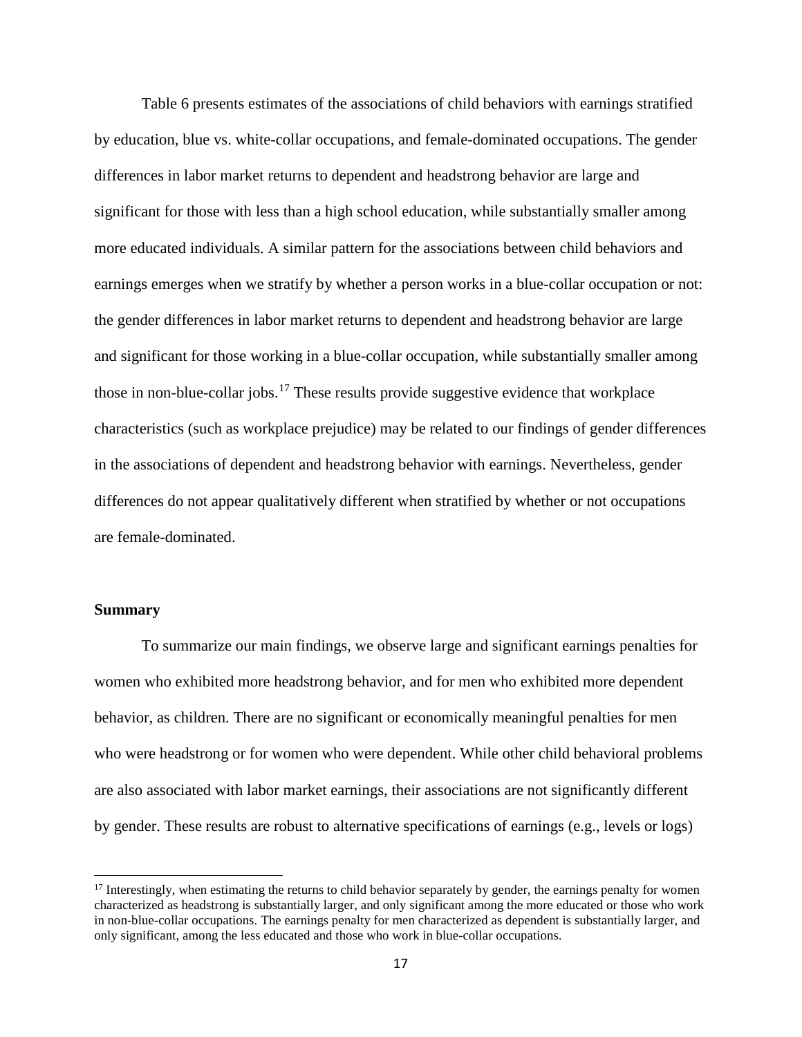Table 6 presents estimates of the associations of child behaviors with earnings stratified by education, blue vs. white-collar occupations, and female-dominated occupations. The gender differences in labor market returns to dependent and headstrong behavior are large and significant for those with less than a high school education, while substantially smaller among more educated individuals. A similar pattern for the associations between child behaviors and earnings emerges when we stratify by whether a person works in a blue-collar occupation or not: the gender differences in labor market returns to dependent and headstrong behavior are large and significant for those working in a blue-collar occupation, while substantially smaller among those in non-blue-collar jobs.[17] These results provide suggestive evidence that workplace characteristics (such as workplace prejudice) may be related to our findings of gender differences in the associations of dependent and headstrong behavior with earnings. Nevertheless, gender differences do not appear qualitatively different when stratified by whether or not occupations are female-dominated.

### Summary

To summarize our main findings, we observe large and significant earnings penalties for women who exhibited more headstrong behavior, and for men who exhibited more dependent behavior, as children. There are no significant or economically meaningful penalties for men who were headstrong or for women who were dependent. While other child behavioral problems are also associated with labor market earnings, their associations are not significantly different by gender. These results are robust to alternative specifications of earnings (e.g., levels or logs)

[17] Interestingly, when estimating the returns to child behavior separately by gender, the earnings penalty for women characterized as headstrong is substantially larger, and only significant among the more educated or those who work in non-blue-collar occupations. The earnings penalty for men characterized as dependent is substantially larger, and only significant, among the less educated and those who work in blue-collar occupations.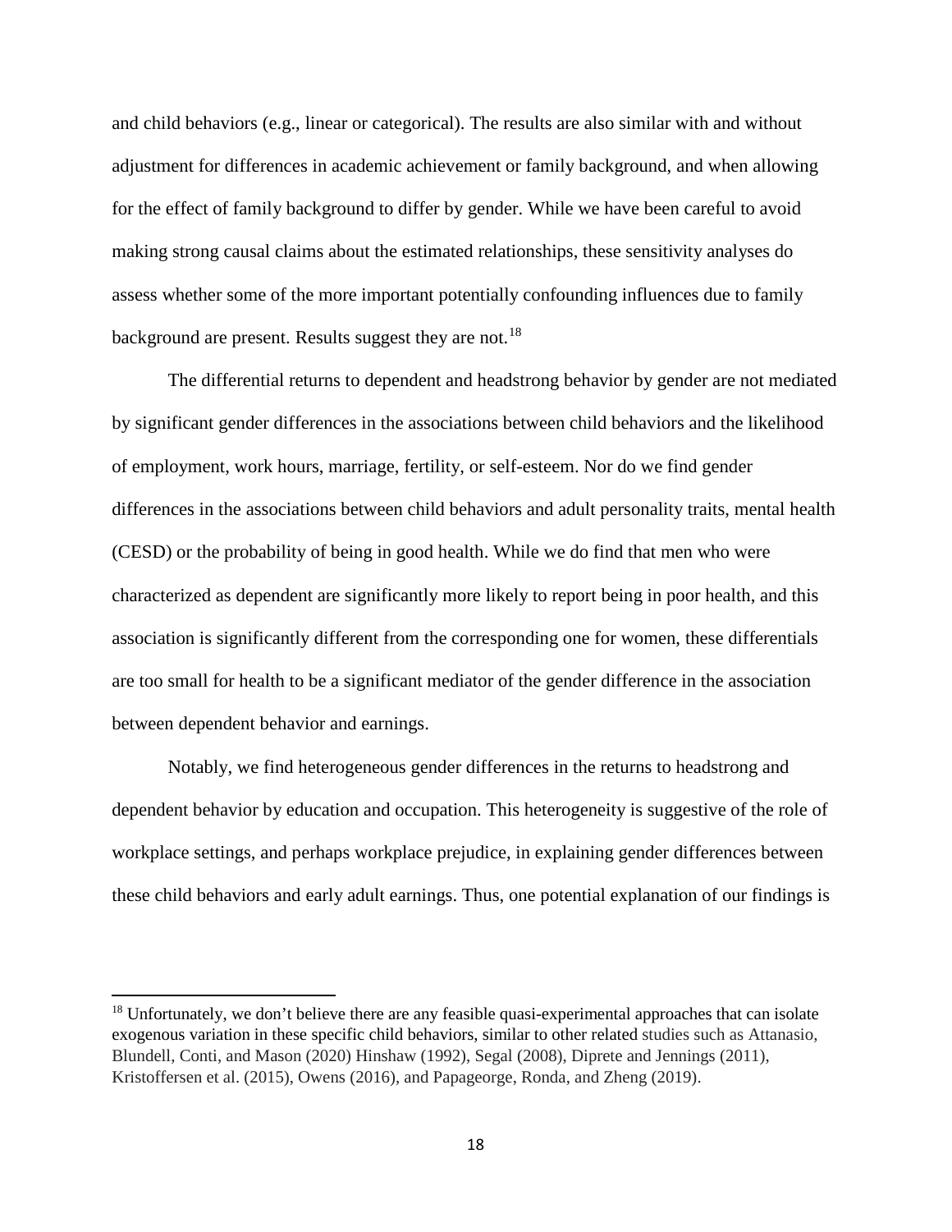and child behaviors (e.g., linear or categorical). The results are also similar with and without adjustment for differences in academic achievement or family background, and when allowing for the effect of family background to differ by gender. While we have been careful to avoid making strong causal claims about the estimated relationships, these sensitivity analyses do assess whether some of the more important potentially confounding influences due to family background are present. Results suggest they are not.[18]

The differential returns to dependent and headstrong behavior by gender are not mediated by significant gender differences in the associations between child behaviors and the likelihood of employment, work hours, marriage, fertility, or self-esteem. Nor do we find gender differences in the associations between child behaviors and adult personality traits, mental health (CESD) or the probability of being in good health. While we do find that men who were characterized as dependent are significantly more likely to report being in poor health, and this association is significantly different from the corresponding one for women, these differentials are too small for health to be a significant mediator of the gender difference in the association between dependent behavior and earnings.

Notably, we find heterogeneous gender differences in the returns to headstrong and dependent behavior by education and occupation. This heterogeneity is suggestive of the role of workplace settings, and perhaps workplace prejudice, in explaining gender differences between these child behaviors and early adult earnings. Thus, one potential explanation of our findings is

[18] Unfortunately, we don't believe there are any feasible quasi-experimental approaches that can isolate exogenous variation in these specific child behaviors, similar to other related studies such as Attanasio, Blundell, Conti, and Mason (2020) Hinshaw (1992), Segal (2008), Diprete and Jennings (2011), Kristoffersen et al. (2015), Owens (2016), and Papageorge, Ronda, and Zheng (2019).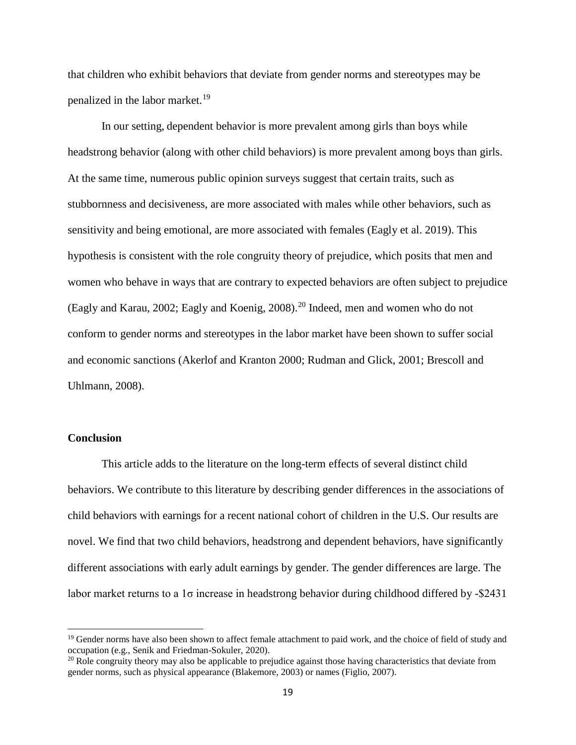that children who exhibit behaviors that deviate from gender norms and stereotypes may be penalized in the labor market.[19]

In our setting, dependent behavior is more prevalent among girls than boys while headstrong behavior (along with other child behaviors) is more prevalent among boys than girls. At the same time, numerous public opinion surveys suggest that certain traits, such as stubbornness and decisiveness, are more associated with males while other behaviors, such as sensitivity and being emotional, are more associated with females (Eagly et al. 2019). This hypothesis is consistent with the role congruity theory of prejudice, which posits that men and women who behave in ways that are contrary to expected behaviors are often subject to prejudice (Eagly and Karau, 2002; Eagly and Koenig, 2008).[20] Indeed, men and women who do not conform to gender norms and stereotypes in the labor market have been shown to suffer social and economic sanctions (Akerlof and Kranton 2000; Rudman and Glick, 2001; Brescoll and Uhlmann, 2008).

**Conclusion**

This article adds to the literature on the long-term effects of several distinct child behaviors. We contribute to this literature by describing gender differences in the associations of child behaviors with earnings for a recent national cohort of children in the U.S. Our results are novel. We find that two child behaviors, headstrong and dependent behaviors, have significantly different associations with early adult earnings by gender. The gender differences are large. The labor market returns to a $1\sigma$ increase in headstrong behavior during childhood differed by -\$2431

[19] Gender norms have also been shown to affect female attachment to paid work, and the choice of field of study and occupation (e.g., Senik and Friedman-Sokuler, 2020).

[20] Role congruity theory may also be applicable to prejudice against those having characteristics that deviate from gender norms, such as physical appearance (Blakemore, 2003) or names (Figlio, 2007).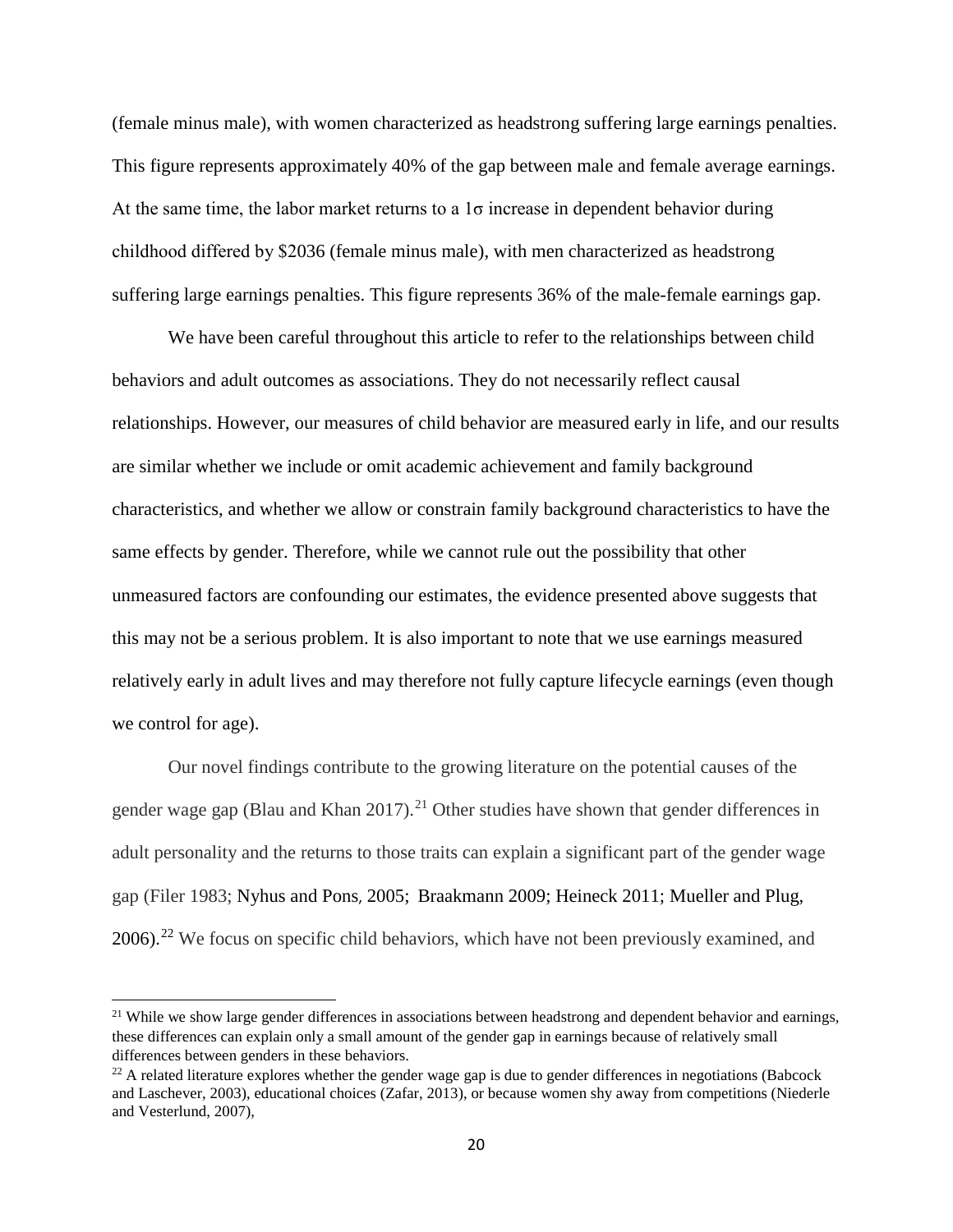(female minus male), with women characterized as headstrong suffering large earnings penalties. This figure represents approximately 40% of the gap between male and female average earnings. At the same time, the labor market returns to a 1σ increase in dependent behavior during childhood differed by $2036 (female minus male), with men characterized as headstrong suffering large earnings penalties. This figure represents 36% of the male-female earnings gap.

We have been careful throughout this article to refer to the relationships between child behaviors and adult outcomes as associations. They do not necessarily reflect causal relationships. However, our measures of child behavior are measured early in life, and our results are similar whether we include or omit academic achievement and family background characteristics, and whether we allow or constrain family background characteristics to have the same effects by gender. Therefore, while we cannot rule out the possibility that other unmeasured factors are confounding our estimates, the evidence presented above suggests that this may not be a serious problem. It is also important to note that we use earnings measured relatively early in adult lives and may therefore not fully capture lifecycle earnings (even though we control for age).

Our novel findings contribute to the growing literature on the potential causes of the gender wage gap (Blau and Khan 2017).[21] Other studies have shown that gender differences in adult personality and the returns to those traits can explain a significant part of the gender wage gap (Filer 1983; Nyhus and Pons, 2005; Braakmann 2009; Heineck 2011; Mueller and Plug, 2006).[22] We focus on specific child behaviors, which have not been previously examined, and

[21] While we show large gender differences in associations between headstrong and dependent behavior and earnings, these differences can explain only a small amount of the gender gap in earnings because of relatively small differences between genders in these behaviors.

[22] A related literature explores whether the gender wage gap is due to gender differences in negotiations (Babcock and Laschever, 2003), educational choices (Zafar, 2013), or because women shy away from competitions (Niederle and Vesterlund, 2007),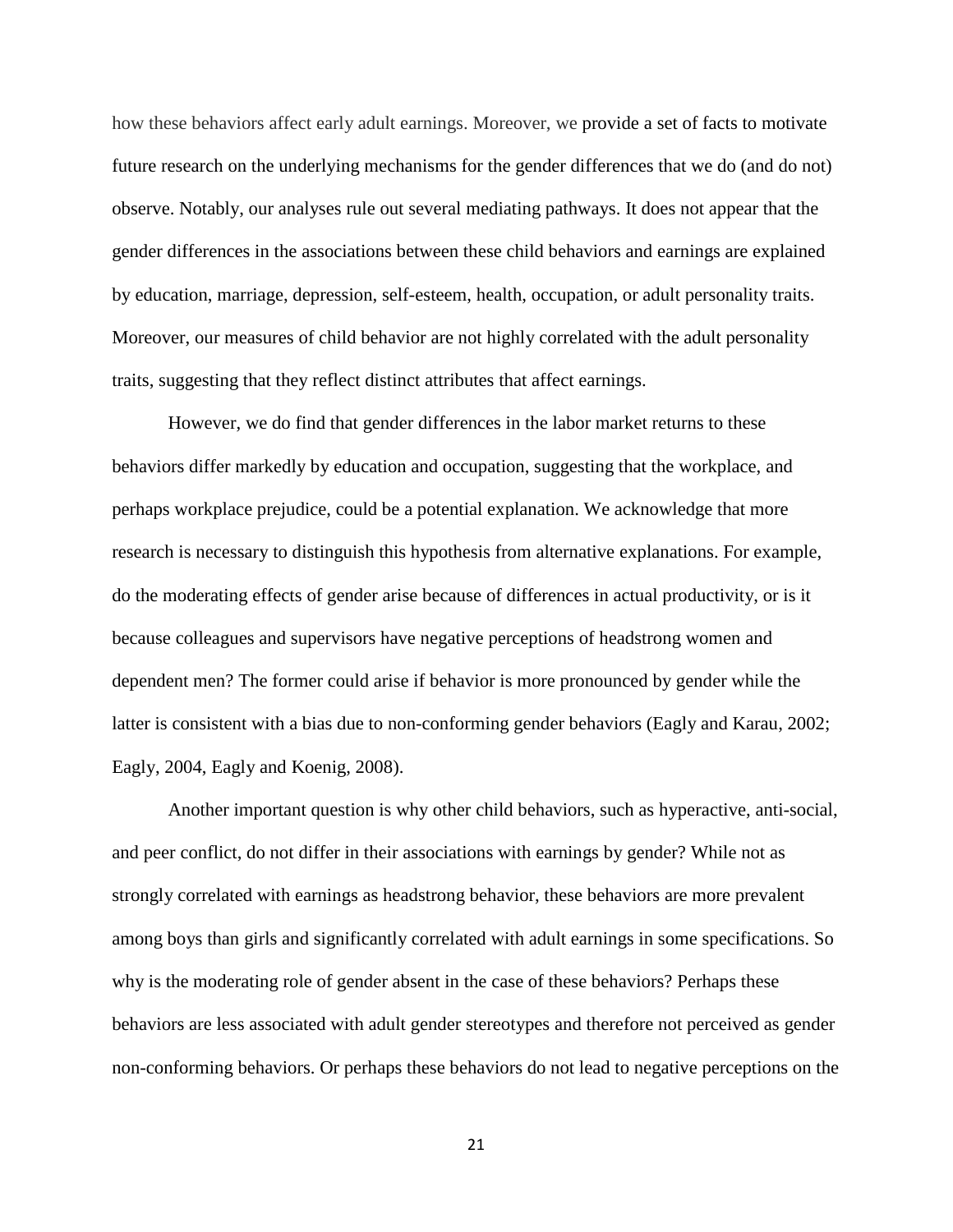how these behaviors affect early adult earnings. Moreover, we provide a set of facts to motivate future research on the underlying mechanisms for the gender differences that we do (and do not) observe. Notably, our analyses rule out several mediating pathways. It does not appear that the gender differences in the associations between these child behaviors and earnings are explained by education, marriage, depression, self-esteem, health, occupation, or adult personality traits. Moreover, our measures of child behavior are not highly correlated with the adult personality traits, suggesting that they reflect distinct attributes that affect earnings.

However, we do find that gender differences in the labor market returns to these behaviors differ markedly by education and occupation, suggesting that the workplace, and perhaps workplace prejudice, could be a potential explanation. We acknowledge that more research is necessary to distinguish this hypothesis from alternative explanations. For example, do the moderating effects of gender arise because of differences in actual productivity, or is it because colleagues and supervisors have negative perceptions of headstrong women and dependent men? The former could arise if behavior is more pronounced by gender while the latter is consistent with a bias due to non-conforming gender behaviors (Eagly and Karau, 2002; Eagly, 2004, Eagly and Koenig, 2008).

Another important question is why other child behaviors, such as hyperactive, anti-social, and peer conflict, do not differ in their associations with earnings by gender? While not as strongly correlated with earnings as headstrong behavior, these behaviors are more prevalent among boys than girls and significantly correlated with adult earnings in some specifications. So why is the moderating role of gender absent in the case of these behaviors? Perhaps these behaviors are less associated with adult gender stereotypes and therefore not perceived as gender non-conforming behaviors. Or perhaps these behaviors do not lead to negative perceptions on the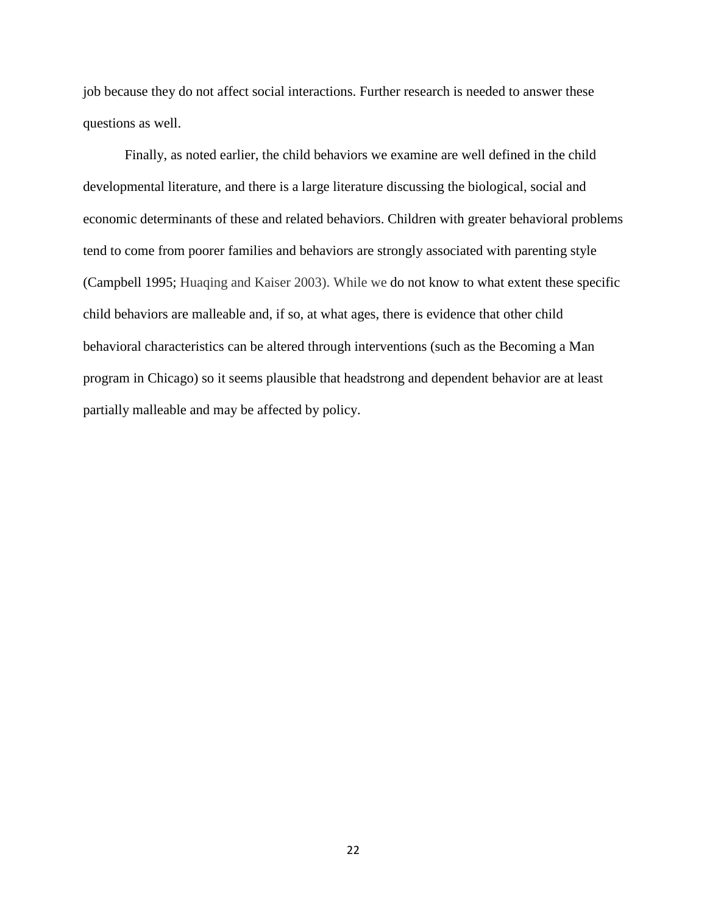job because they do not affect social interactions. Further research is needed to answer these questions as well.

Finally, as noted earlier, the child behaviors we examine are well defined in the child developmental literature, and there is a large literature discussing the biological, social and economic determinants of these and related behaviors. Children with greater behavioral problems tend to come from poorer families and behaviors are strongly associated with parenting style (Campbell 1995; Huaqing and Kaiser 2003). While we do not know to what extent these specific child behaviors are malleable and, if so, at what ages, there is evidence that other child behavioral characteristics can be altered through interventions (such as the Becoming a Man program in Chicago) so it seems plausible that headstrong and dependent behavior are at least partially malleable and may be affected by policy.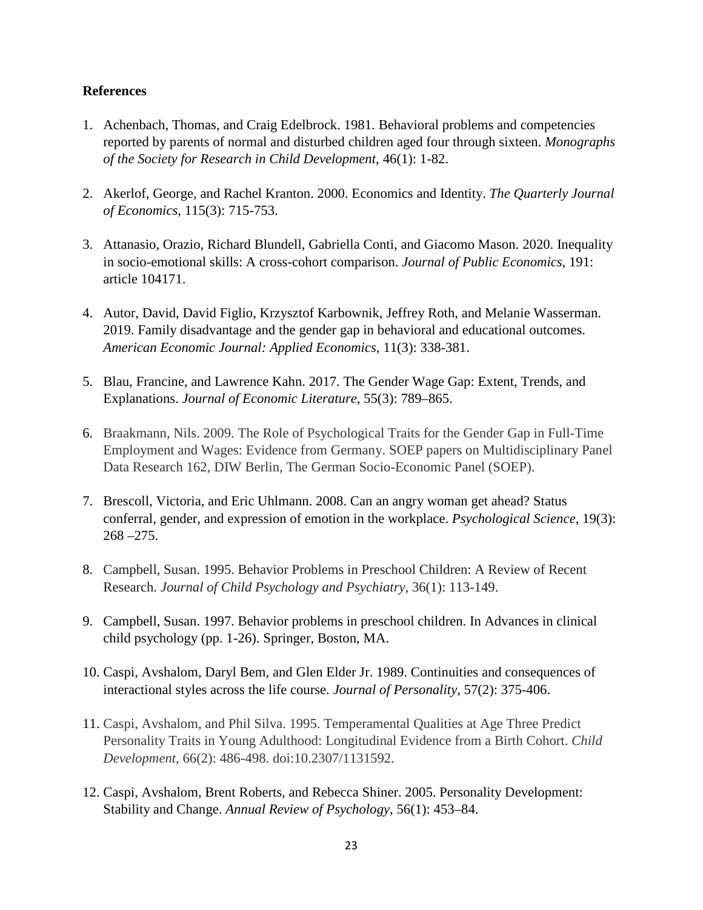**References**

1. Achenbach, Thomas, and Craig Edelbrock. 1981. Behavioral problems and competencies reported by parents of normal and disturbed children aged four through sixteen. *Monographs of the Society for Research in Child Development*, 46(1): 1-82.

2. Akerlof, George, and Rachel Kranton. 2000. Economics and Identity. *The Quarterly Journal of Economics*, 115(3): 715-753.

3. Attanasio, Orazio, Richard Blundell, Gabriella Conti, and Giacomo Mason. 2020. Inequality in socio-emotional skills: A cross-cohort comparison. *Journal of Public Economics*, 191: article 104171.

4. Autor, David, David Figlio, Krzysztof Karbownik, Jeffrey Roth, and Melanie Wasserman. 2019. Family disadvantage and the gender gap in behavioral and educational outcomes. *American Economic Journal: Applied Economics*, 11(3): 338-381.

5. Blau, Francine, and Lawrence Kahn. 2017. The Gender Wage Gap: Extent, Trends, and Explanations. *Journal of Economic Literature*, 55(3): 789–865.

6. Braakmann, Nils. 2009. The Role of Psychological Traits for the Gender Gap in Full-Time Employment and Wages: Evidence from Germany. SOEP papers on Multidisciplinary Panel Data Research 162, DIW Berlin, The German Socio-Economic Panel (SOEP).

7. Brescoll, Victoria, and Eric Uhlmann. 2008. Can an angry woman get ahead? Status conferral, gender, and expression of emotion in the workplace. *Psychological Science*, 19(3): 268 –275.

8. Campbell, Susan. 1995. Behavior Problems in Preschool Children: A Review of Recent Research. *Journal of Child Psychology and Psychiatry*, 36(1): 113-149.

9. Campbell, Susan. 1997. Behavior problems in preschool children. In Advances in clinical child psychology (pp. 1-26). Springer, Boston, MA.

10. Caspi, Avshalom, Daryl Bem, and Glen Elder Jr. 1989. Continuities and consequences of interactional styles across the life course. *Journal of Personality*, 57(2): 375-406.

11. Caspi, Avshalom, and Phil Silva. 1995. Temperamental Qualities at Age Three Predict Personality Traits in Young Adulthood: Longitudinal Evidence from a Birth Cohort. *Child Development*, 66(2): 486-498. doi:10.2307/1131592.

12. Caspi, Avshalom, Brent Roberts, and Rebecca Shiner. 2005. Personality Development: Stability and Change. *Annual Review of Psychology*, 56(1): 453–84.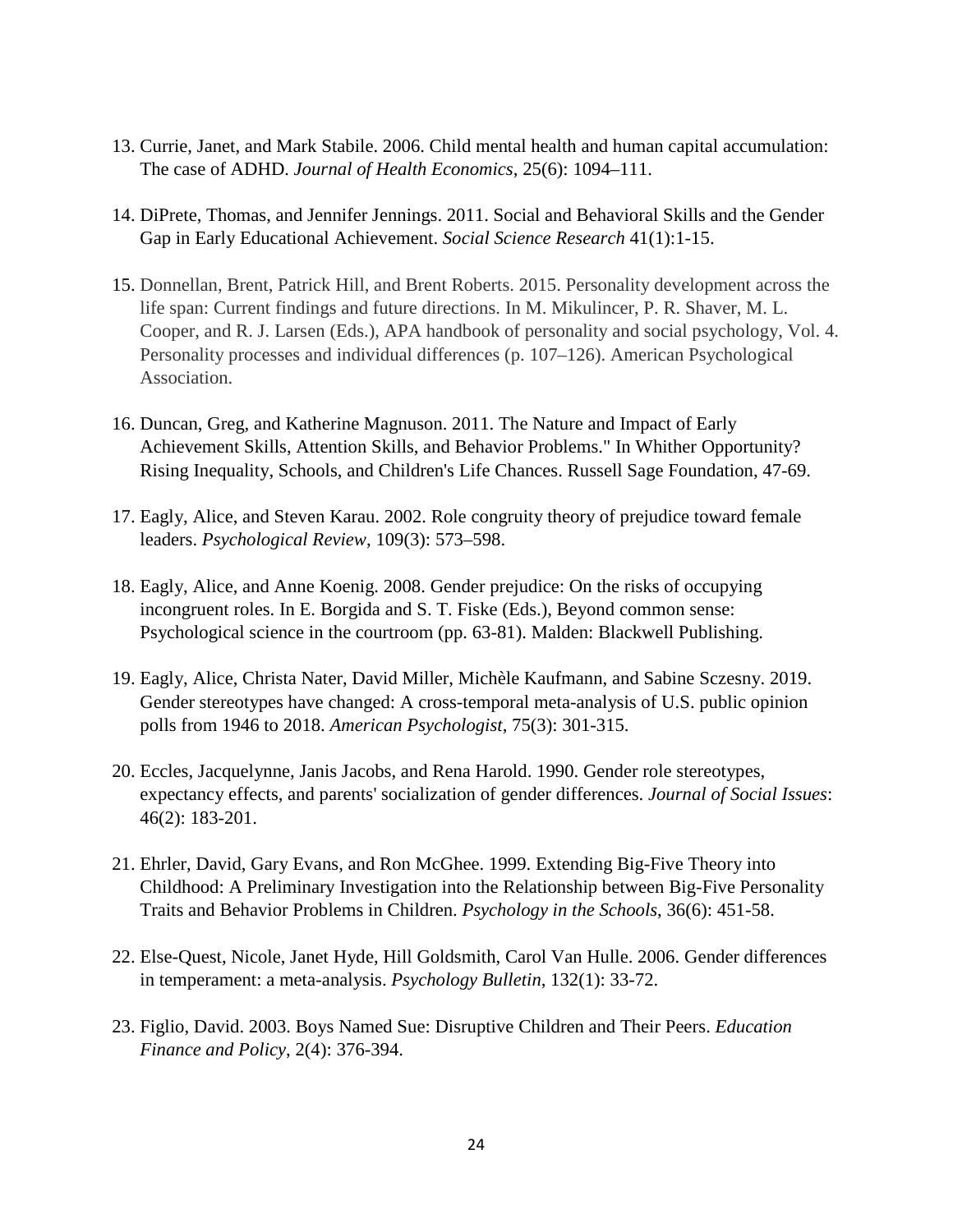13. Currie, Janet, and Mark Stabile. 2006. Child mental health and human capital accumulation: The case of ADHD. *Journal of Health Economics*, 25(6): 1094–111.

14. DiPrete, Thomas, and Jennifer Jennings. 2011. Social and Behavioral Skills and the Gender Gap in Early Educational Achievement. *Social Science Research* 41(1):1-15.

15. Donnellan, Brent, Patrick Hill, and Brent Roberts. 2015. Personality development across the life span: Current findings and future directions. In M. Mikulincer, P. R. Shaver, M. L. Cooper, and R. J. Larsen (Eds.), APA handbook of personality and social psychology, Vol. 4. Personality processes and individual differences (p. 107–126). American Psychological Association.

16. Duncan, Greg, and Katherine Magnuson. 2011. The Nature and Impact of Early Achievement Skills, Attention Skills, and Behavior Problems." In Whither Opportunity? Rising Inequality, Schools, and Children's Life Chances. Russell Sage Foundation, 47-69.

17. Eagly, Alice, and Steven Karau. 2002. Role congruity theory of prejudice toward female leaders. *Psychological Review*, 109(3): 573–598.

18. Eagly, Alice, and Anne Koenig. 2008. Gender prejudice: On the risks of occupying incongruent roles. In E. Borgida and S. T. Fiske (Eds.), Beyond common sense: Psychological science in the courtroom (pp. 63-81). Malden: Blackwell Publishing.

19. Eagly, Alice, Christa Nater, David Miller, Michèle Kaufmann, and Sabine Sczesny. 2019. Gender stereotypes have changed: A cross-temporal meta-analysis of U.S. public opinion polls from 1946 to 2018. *American Psychologist*, 75(3): 301-315.

20. Eccles, Jacquelynne, Janis Jacobs, and Rena Harold. 1990. Gender role stereotypes, expectancy effects, and parents' socialization of gender differences. *Journal of Social Issues*: 46(2): 183-201.

21. Ehrler, David, Gary Evans, and Ron McGhee. 1999. Extending Big-Five Theory into Childhood: A Preliminary Investigation into the Relationship between Big-Five Personality Traits and Behavior Problems in Children. *Psychology in the Schools*, 36(6): 451-58.

22. Else-Quest, Nicole, Janet Hyde, Hill Goldsmith, Carol Van Hulle. 2006. Gender differences in temperament: a meta-analysis. *Psychology Bulletin*, 132(1): 33-72.

23. Figlio, David. 2003. Boys Named Sue: Disruptive Children and Their Peers. *Education Finance and Policy*, 2(4): 376-394.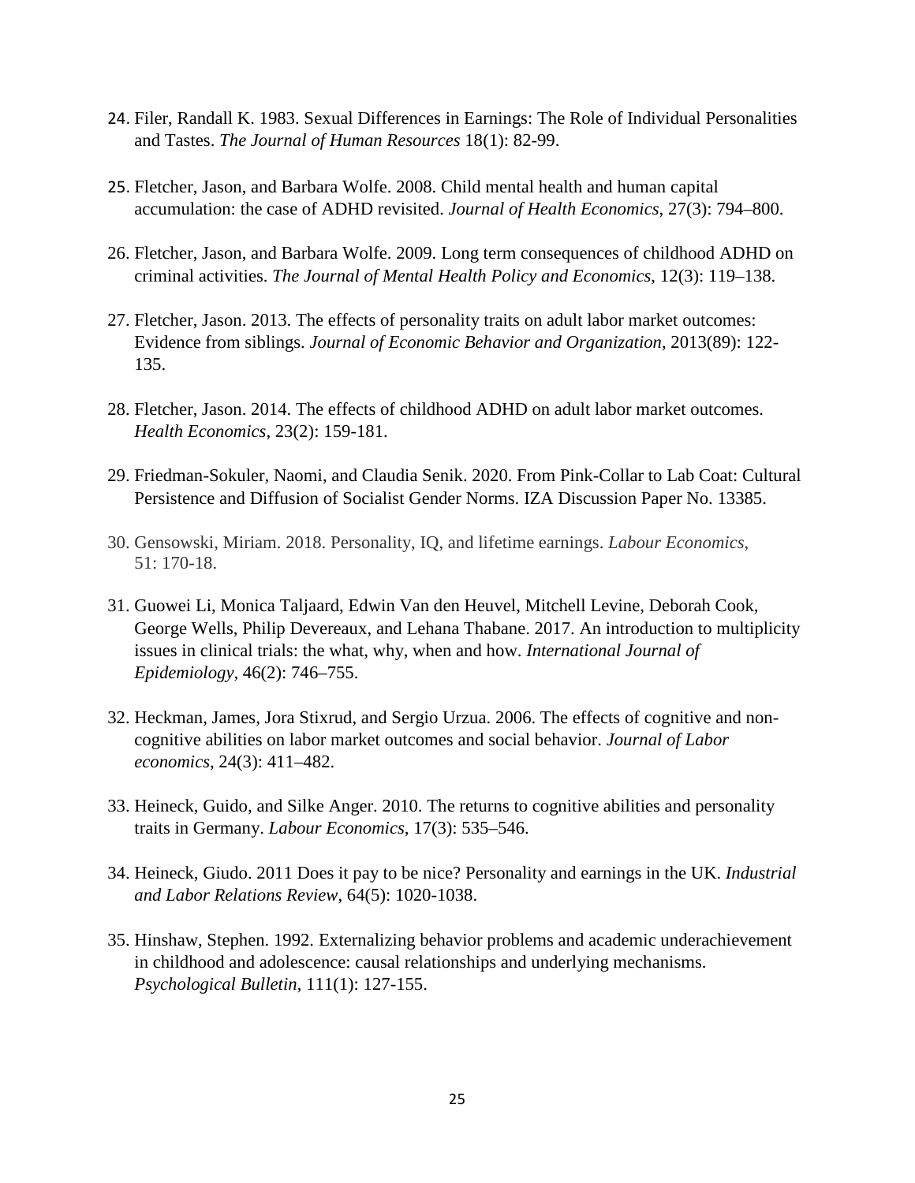24. Filer, Randall K. 1983. Sexual Differences in Earnings: The Role of Individual Personalities and Tastes. *The Journal of Human Resources* 18(1): 82-99.

25. Fletcher, Jason, and Barbara Wolfe. 2008. Child mental health and human capital accumulation: the case of ADHD revisited. *Journal of Health Economics*, 27(3): 794–800.

26. Fletcher, Jason, and Barbara Wolfe. 2009. Long term consequences of childhood ADHD on criminal activities. *The Journal of Mental Health Policy and Economics*, 12(3): 119–138.

27. Fletcher, Jason. 2013. The effects of personality traits on adult labor market outcomes: Evidence from siblings. *Journal of Economic Behavior and Organization*, 2013(89): 122-135.

28. Fletcher, Jason. 2014. The effects of childhood ADHD on adult labor market outcomes. *Health Economics*, 23(2): 159-181.

29. Friedman-Sokuler, Naomi, and Claudia Senik. 2020. From Pink-Collar to Lab Coat: Cultural Persistence and Diffusion of Socialist Gender Norms. IZA Discussion Paper No. 13385.

30. Gensowski, Miriam. 2018. Personality, IQ, and lifetime earnings. *Labour Economics*, 51: 170-18.

31. Guowei Li, Monica Taljaard, Edwin Van den Heuvel, Mitchell Levine, Deborah Cook, George Wells, Philip Devereaux, and Lehana Thabane. 2017. An introduction to multiplicity issues in clinical trials: the what, why, when and how. *International Journal of Epidemiology*, 46(2): 746–755.

32. Heckman, James, Jora Stixrud, and Sergio Urzua. 2006. The effects of cognitive and non-cognitive abilities on labor market outcomes and social behavior. *Journal of Labor economics*, 24(3): 411–482.

33. Heineck, Guido, and Silke Anger. 2010. The returns to cognitive abilities and personality traits in Germany. *Labour Economics*, 17(3): 535–546.

34. Heineck, Giudo. 2011 Does it pay to be nice? Personality and earnings in the UK. *Industrial and Labor Relations Review*, 64(5): 1020-1038.

35. Hinshaw, Stephen. 1992. Externalizing behavior problems and academic underachievement in childhood and adolescence: causal relationships and underlying mechanisms. *Psychological Bulletin*, 111(1): 127-155.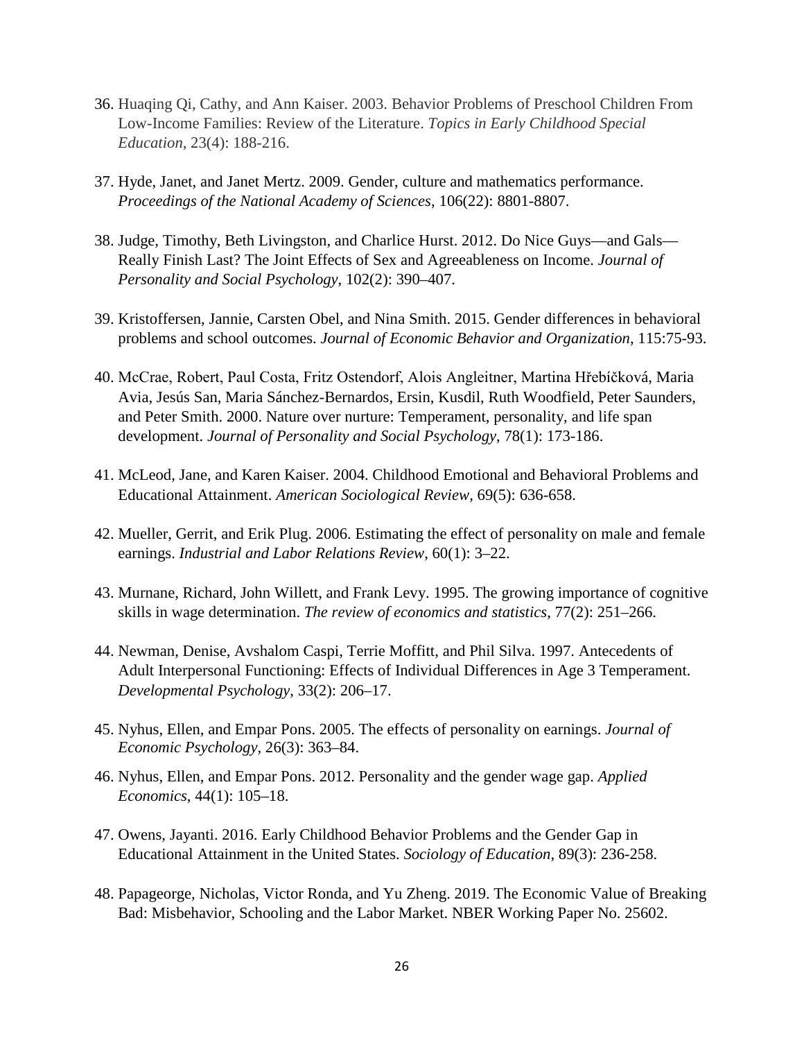36. Huaqing Qi, Cathy, and Ann Kaiser. 2003. Behavior Problems of Preschool Children From Low-Income Families: Review of the Literature. *Topics in Early Childhood Special Education*, 23(4): 188-216.

37. Hyde, Janet, and Janet Mertz. 2009. Gender, culture and mathematics performance. *Proceedings of the National Academy of Sciences*, 106(22): 8801-8807.

38. Judge, Timothy, Beth Livingston, and Charlice Hurst. 2012. Do Nice Guys—and Gals—Really Finish Last? The Joint Effects of Sex and Agreeableness on Income. *Journal of Personality and Social Psychology*, 102(2): 390–407.

39. Kristoffersen, Jannie, Carsten Obel, and Nina Smith. 2015. Gender differences in behavioral problems and school outcomes. *Journal of Economic Behavior and Organization*, 115:75-93.

40. McCrae, Robert, Paul Costa, Fritz Ostendorf, Alois Angleitner, Martina Hřebíčková, Maria Avia, Jesús San, Maria Sánchez-Bernardos, Ersin, Kusdil, Ruth Woodfield, Peter Saunders, and Peter Smith. 2000. Nature over nurture: Temperament, personality, and life span development. *Journal of Personality and Social Psychology*, 78(1): 173-186.

41. McLeod, Jane, and Karen Kaiser. 2004. Childhood Emotional and Behavioral Problems and Educational Attainment. *American Sociological Review*, 69(5): 636-658.

42. Mueller, Gerrit, and Erik Plug. 2006. Estimating the effect of personality on male and female earnings. *Industrial and Labor Relations Review*, 60(1): 3–22.

43. Murnane, Richard, John Willett, and Frank Levy. 1995. The growing importance of cognitive skills in wage determination. *The review of economics and statistics*, 77(2): 251–266.

44. Newman, Denise, Avshalom Caspi, Terrie Moffitt, and Phil Silva. 1997. Antecedents of Adult Interpersonal Functioning: Effects of Individual Differences in Age 3 Temperament. *Developmental Psychology*, 33(2): 206–17.

45. Nyhus, Ellen, and Empar Pons. 2005. The effects of personality on earnings. *Journal of Economic Psychology*, 26(3): 363–84.

46. Nyhus, Ellen, and Empar Pons. 2012. Personality and the gender wage gap. *Applied Economics*, 44(1): 105–18.

47. Owens, Jayanti. 2016. Early Childhood Behavior Problems and the Gender Gap in Educational Attainment in the United States. *Sociology of Education*, 89(3): 236-258.

48. Papageorge, Nicholas, Victor Ronda, and Yu Zheng. 2019. The Economic Value of Breaking Bad: Misbehavior, Schooling and the Labor Market. NBER Working Paper No. 25602.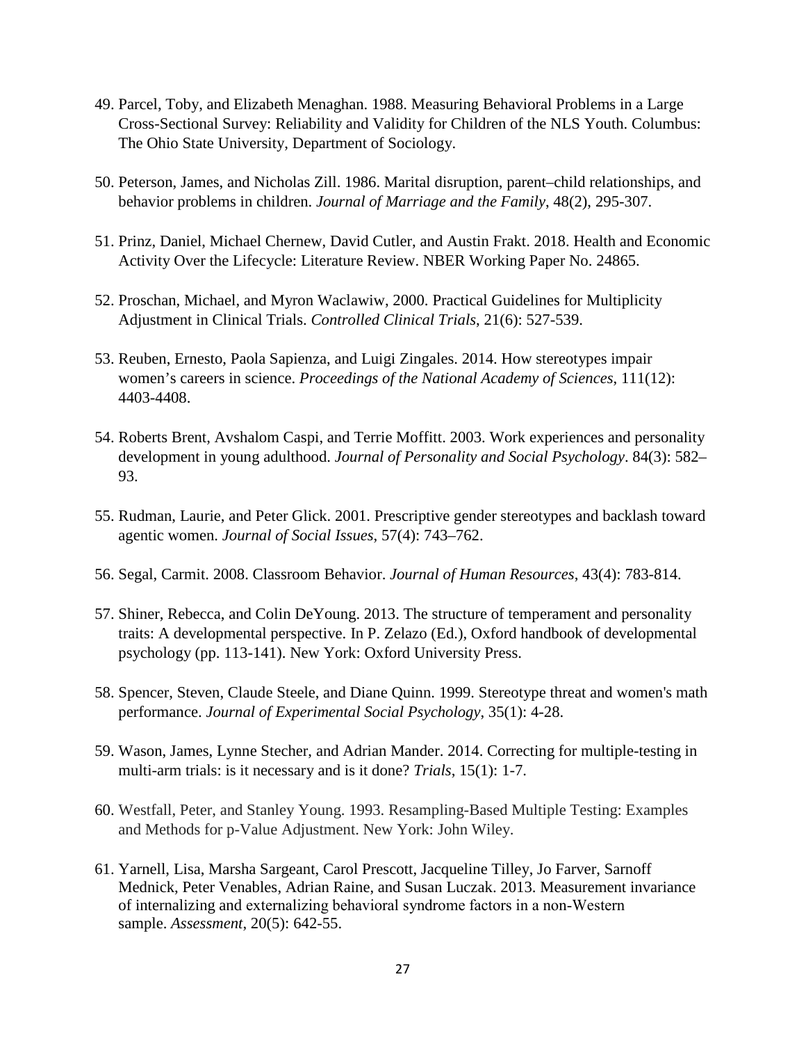49. Parcel, Toby, and Elizabeth Menaghan. 1988. Measuring Behavioral Problems in a Large Cross-Sectional Survey: Reliability and Validity for Children of the NLS Youth. Columbus: The Ohio State University, Department of Sociology.

50. Peterson, James, and Nicholas Zill. 1986. Marital disruption, parent–child relationships, and behavior problems in children. *Journal of Marriage and the Family*, 48(2), 295-307.

51. Prinz, Daniel, Michael Chernew, David Cutler, and Austin Frakt. 2018. Health and Economic Activity Over the Lifecycle: Literature Review. NBER Working Paper No. 24865.

52. Proschan, Michael, and Myron Waclawiw, 2000. Practical Guidelines for Multiplicity Adjustment in Clinical Trials. *Controlled Clinical Trials*, 21(6): 527-539.

53. Reuben, Ernesto, Paola Sapienza, and Luigi Zingales. 2014. How stereotypes impair women's careers in science. *Proceedings of the National Academy of Sciences*, 111(12): 4403-4408.

54. Roberts Brent, Avshalom Caspi, and Terrie Moffitt. 2003. Work experiences and personality development in young adulthood. *Journal of Personality and Social Psychology*. 84(3): 582–93.

55. Rudman, Laurie, and Peter Glick. 2001. Prescriptive gender stereotypes and backlash toward agentic women. *Journal of Social Issues*, 57(4): 743–762.

56. Segal, Carmit. 2008. Classroom Behavior. *Journal of Human Resources*, 43(4): 783-814.

57. Shiner, Rebecca, and Colin DeYoung. 2013. The structure of temperament and personality traits: A developmental perspective. In P. Zelazo (Ed.), Oxford handbook of developmental psychology (pp. 113-141). New York: Oxford University Press.

58. Spencer, Steven, Claude Steele, and Diane Quinn. 1999. Stereotype threat and women's math performance. *Journal of Experimental Social Psychology*, 35(1): 4-28.

59. Wason, James, Lynne Stecher, and Adrian Mander. 2014. Correcting for multiple-testing in multi-arm trials: is it necessary and is it done? *Trials*, 15(1): 1-7.

60. Westfall, Peter, and Stanley Young. 1993. Resampling-Based Multiple Testing: Examples and Methods for p-Value Adjustment. New York: John Wiley.

61. Yarnell, Lisa, Marsha Sargeant, Carol Prescott, Jacqueline Tilley, Jo Farver, Sarnoff Mednick, Peter Venables, Adrian Raine, and Susan Luczak. 2013. Measurement invariance of internalizing and externalizing behavioral syndrome factors in a non-Western sample. *Assessment*, 20(5): 642-55.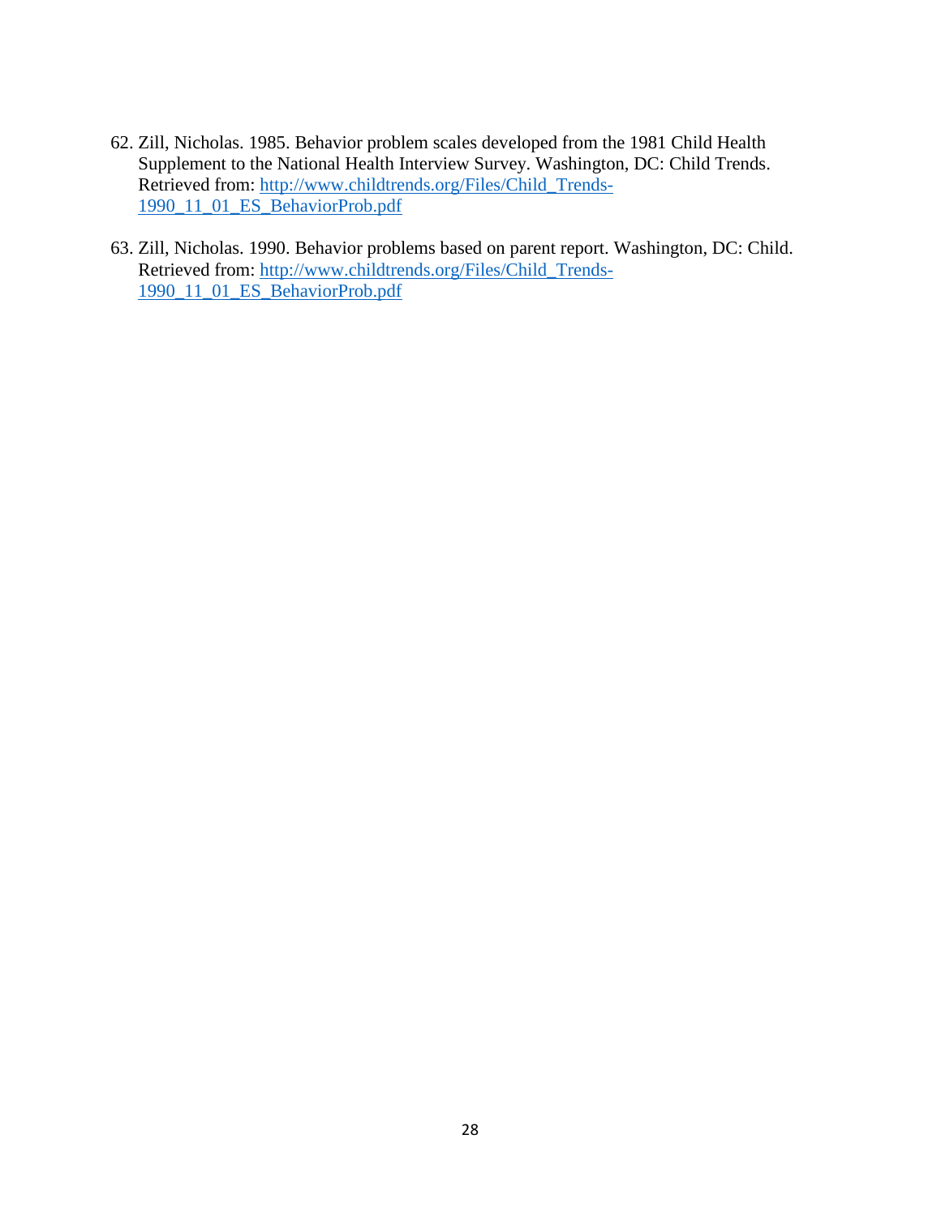62. Zill, Nicholas. 1985. Behavior problem scales developed from the 1981 Child Health Supplement to the National Health Interview Survey. Washington, DC: Child Trends. Retrieved from: http://www.childtrends.org/Files/Child_Trends-1990_11_01_ES_BehaviorProb.pdf

63. Zill, Nicholas. 1990. Behavior problems based on parent report. Washington, DC: Child. Retrieved from: http://www.childtrends.org/Files/Child_Trends-1990_11_01_ES_BehaviorProb.pdf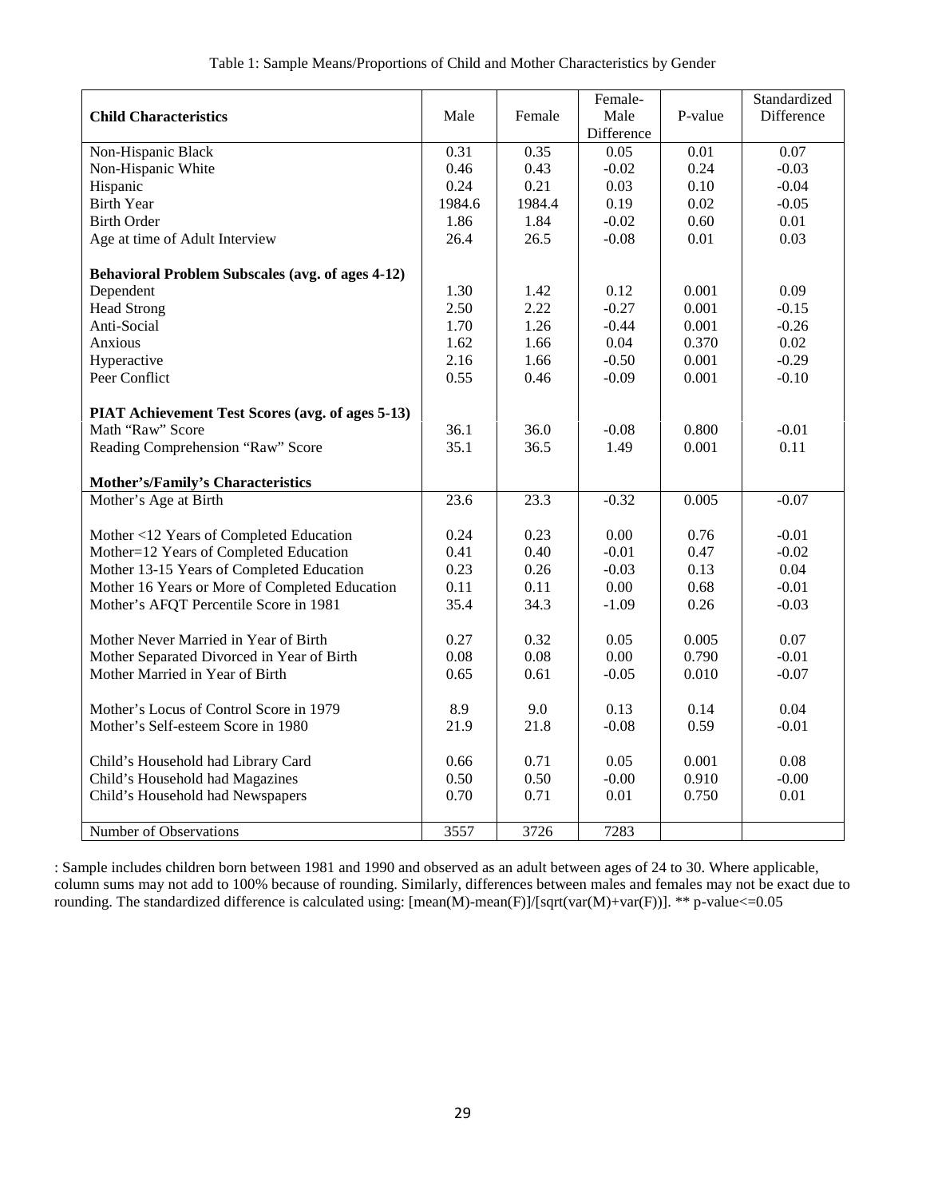Table 1: Sample Means/Proportions of Child and Mother Characteristics by Gender

| **Child Characteristics** | Male | Female | Female-Male Difference | P-value | Standardized Difference |
|---|---|---|---|---|---|
| Non-Hispanic Black | 0.31 | 0.35 | 0.05 | 0.01 | 0.07 |
| Non-Hispanic White | 0.46 | 0.43 | -0.02 | 0.24 | -0.03 |
| Hispanic | 0.24 | 0.21 | 0.03 | 0.10 | -0.04 |
| Birth Year | 1984.6 | 1984.4 | 0.19 | 0.02 | -0.05 |
| Birth Order | 1.86 | 1.84 | -0.02 | 0.60 | 0.01 |
| Age at time of Adult Interview | 26.4 | 26.5 | -0.08 | 0.01 | 0.03 |
| **Behavioral Problem Subscales (avg. of ages 4-12)** | | | | | |
| Dependent | 1.30 | 1.42 | 0.12 | 0.001 | 0.09 |
| Head Strong | 2.50 | 2.22 | -0.27 | 0.001 | -0.15 |
| Anti-Social | 1.70 | 1.26 | -0.44 | 0.001 | -0.26 |
| Anxious | 1.62 | 1.66 | 0.04 | 0.370 | 0.02 |
| Hyperactive | 2.16 | 1.66 | -0.50 | 0.001 | -0.29 |
| Peer Conflict | 0.55 | 0.46 | -0.09 | 0.001 | -0.10 |
| **PIAT Achievement Test Scores (avg. of ages 5-13)** | | | | | |
| Math “Raw” Score | 36.1 | 36.0 | -0.08 | 0.800 | -0.01 |
| Reading Comprehension “Raw” Score | 35.1 | 36.5 | 1.49 | 0.001 | 0.11 |
| **Mother’s/Family’s Characteristics** | | | | | |
| Mother’s Age at Birth | 23.6 | 23.3 | -0.32 | 0.005 | -0.07 |
| Mother <12 Years of Completed Education | 0.24 | 0.23 | 0.00 | 0.76 | -0.01 |
| Mother=12 Years of Completed Education | 0.41 | 0.40 | -0.01 | 0.47 | -0.02 |
| Mother 13-15 Years of Completed Education | 0.23 | 0.26 | -0.03 | 0.13 | 0.04 |
| Mother 16 Years or More of Completed Education | 0.11 | 0.11 | 0.00 | 0.68 | -0.01 |
| Mother’s AFQT Percentile Score in 1981 | 35.4 | 34.3 | -1.09 | 0.26 | -0.03 |
| Mother Never Married in Year of Birth | 0.27 | 0.32 | 0.05 | 0.005 | 0.07 |
| Mother Separated Divorced in Year of Birth | 0.08 | 0.08 | 0.00 | 0.790 | -0.01 |
| Mother Married in Year of Birth | 0.65 | 0.61 | -0.05 | 0.010 | -0.07 |
| Mother’s Locus of Control Score in 1979 | 8.9 | 9.0 | 0.13 | 0.14 | 0.04 |
| Mother’s Self-esteem Score in 1980 | 21.9 | 21.8 | -0.08 | 0.59 | -0.01 |
| Child’s Household had Library Card | 0.66 | 0.71 | 0.05 | 0.001 | 0.08 |
| Child’s Household had Magazines | 0.50 | 0.50 | -0.00 | 0.910 | -0.00 |
| Child’s Household had Newspapers | 0.70 | 0.71 | 0.01 | 0.750 | 0.01 |
| Number of Observations | 3557 | 3726 | 7283 | | |

: Sample includes children born between 1981 and 1990 and observed as an adult between ages of 24 to 30. Where applicable, column sums may not add to 100% because of rounding. Similarly, differences between males and females may not be exact due to rounding. The standardized difference is calculated using: [mean(M)-mean(F)]/[sqrt(var(M)+var(F))]. ** p-value<=0.05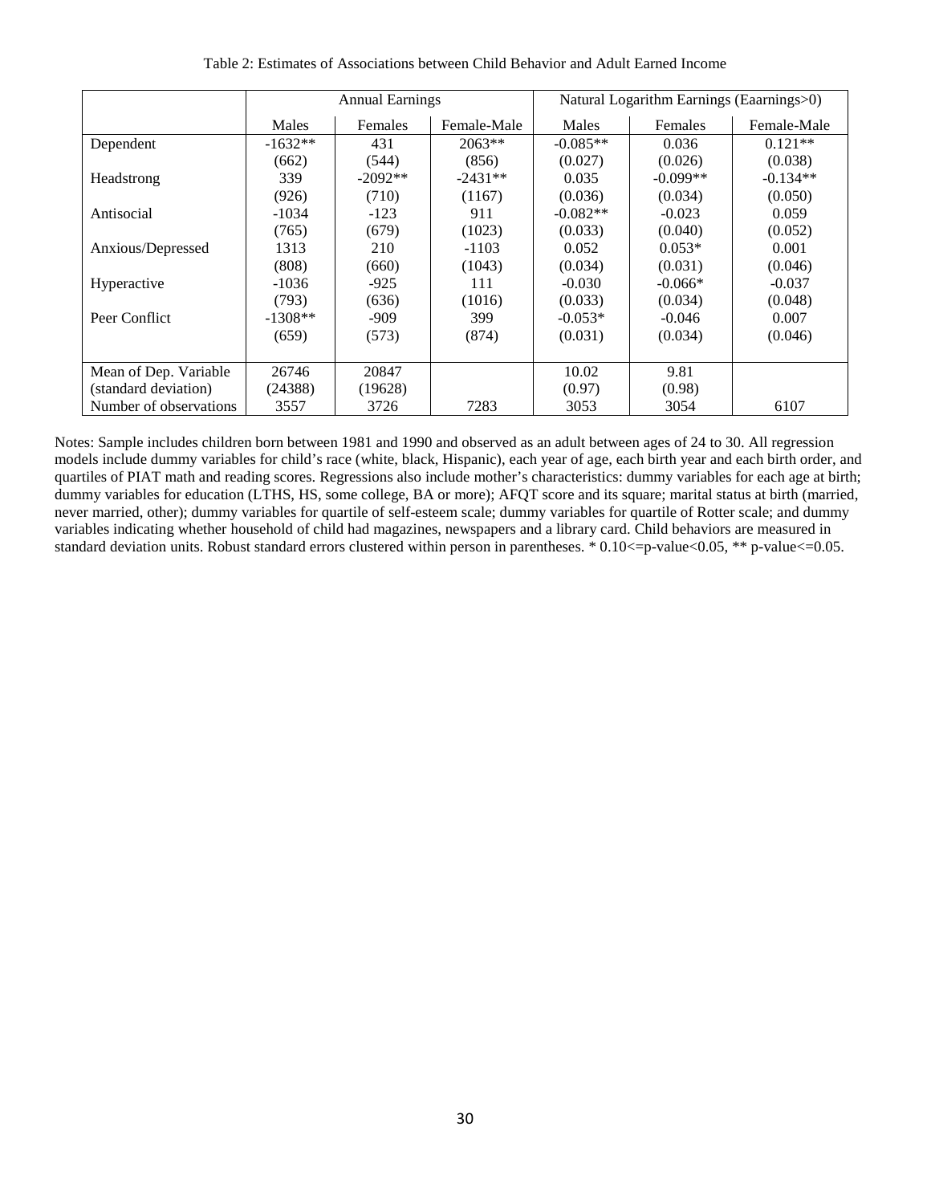Table 2: Estimates of Associations between Child Behavior and Adult Earned Income

| | Annual Earnings | | | Natural Logarithm Earnings (Eaarnings>0) | | |
|---|---|---|---|---|---|---|
| | Males | Females | Female-Male | Males | Females | Female-Male |
| Dependent | -1632** | 431 | 2063** | -0.085** | 0.036 | 0.121** |
| | (662) | (544) | (856) | (0.027) | (0.026) | (0.038) |
| Headstrong | 339 | -2092** | -2431** | 0.035 | -0.099** | -0.134** |
| | (926) | (710) | (1167) | (0.036) | (0.034) | (0.050) |
| Antisocial | -1034 | -123 | 911 | -0.082** | -0.023 | 0.059 |
| | (765) | (679) | (1023) | (0.033) | (0.040) | (0.052) |
| Anxious/Depressed | 1313 | 210 | -1103 | 0.052 | 0.053* | 0.001 |
| | (808) | (660) | (1043) | (0.034) | (0.031) | (0.046) |
| Hyperactive | -1036 | -925 | 111 | -0.030 | -0.066* | -0.037 |
| | (793) | (636) | (1016) | (0.033) | (0.034) | (0.048) |
| Peer Conflict | -1308** | -909 | 399 | -0.053* | -0.046 | 0.007 |
| | (659) | (573) | (874) | (0.031) | (0.034) | (0.046) |
| Mean of Dep. Variable | 26746 | 20847 | | 10.02 | 9.81 | |
| (standard deviation) | (24388) | (19628) | | (0.97) | (0.98) | |
| Number of observations | 3557 | 3726 | 7283 | 3053 | 3054 | 6107 |

Notes: Sample includes children born between 1981 and 1990 and observed as an adult between ages of 24 to 30. All regression models include dummy variables for child's race (white, black, Hispanic), each year of age, each birth year and each birth order, and quartiles of PIAT math and reading scores. Regressions also include mother's characteristics: dummy variables for each age at birth; dummy variables for education (LTHS, HS, some college, BA or more); AFQT score and its square; marital status at birth (married, never married, other); dummy variables for quartile of self-esteem scale; dummy variables for quartile of Rotter scale; and dummy variables indicating whether household of child had magazines, newspapers and a library card. Child behaviors are measured in standard deviation units. Robust standard errors clustered within person in parentheses. * 0.10<=p-value<0.05, ** p-value<=0.05.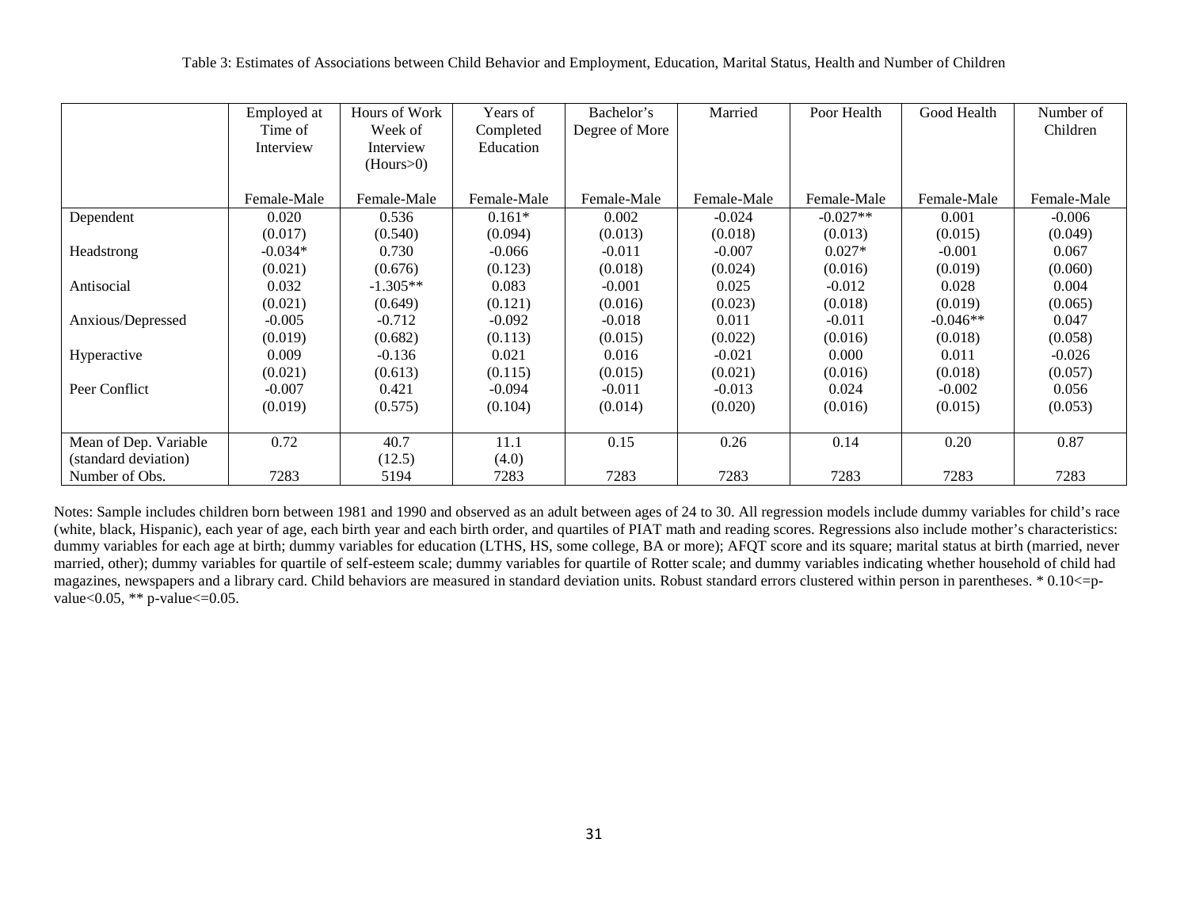Table 3: Estimates of Associations between Child Behavior and Employment, Education, Marital Status, Health and Number of Children

| | Employed at Time of Interview | Hours of Work Week of Interview (Hours>0) | Years of Completed Education | Bachelor's Degree of More | Married | Poor Health | Good Health | Number of Children |
|---|---|---|---|---|---|---|---|---|
| | Female-Male | Female-Male | Female-Male | Female-Male | Female-Male | Female-Male | Female-Male | Female-Male |
| Dependent | 0.020 | 0.536 | 0.161* | 0.002 | -0.024 | -0.027** | 0.001 | -0.006 |
| | (0.017) | (0.540) | (0.094) | (0.013) | (0.018) | (0.013) | (0.015) | (0.049) |
| Headstrong | -0.034* | 0.730 | -0.066 | -0.011 | -0.007 | 0.027* | -0.001 | 0.067 |
| | (0.021) | (0.676) | (0.123) | (0.018) | (0.024) | (0.016) | (0.019) | (0.060) |
| Antisocial | 0.032 | -1.305** | 0.083 | -0.001 | 0.025 | -0.012 | 0.028 | 0.004 |
| | (0.021) | (0.649) | (0.121) | (0.016) | (0.023) | (0.018) | (0.019) | (0.065) |
| Anxious/Depressed | -0.005 | -0.712 | -0.092 | -0.018 | 0.011 | -0.011 | -0.046** | 0.047 |
| | (0.019) | (0.682) | (0.113) | (0.015) | (0.022) | (0.016) | (0.018) | (0.058) |
| Hyperactive | 0.009 | -0.136 | 0.021 | 0.016 | -0.021 | 0.000 | 0.011 | -0.026 |
| | (0.021) | (0.613) | (0.115) | (0.015) | (0.021) | (0.016) | (0.018) | (0.057) |
| Peer Conflict | -0.007 | 0.421 | -0.094 | -0.011 | -0.013 | 0.024 | -0.002 | 0.056 |
| | (0.019) | (0.575) | (0.104) | (0.014) | (0.020) | (0.016) | (0.015) | (0.053) |
| Mean of Dep. Variable | 0.72 | 40.7 | 11.1 | 0.15 | 0.26 | 0.14 | 0.20 | 0.87 |
| (standard deviation) | | (12.5) | (4.0) | | | | | |
| Number of Obs. | 7283 | 5194 | 7283 | 7283 | 7283 | 7283 | 7283 | 7283 |

Notes: Sample includes children born between 1981 and 1990 and observed as an adult between ages of 24 to 30. All regression models include dummy variables for child's race (white, black, Hispanic), each year of age, each birth year and each birth order, and quartiles of PIAT math and reading scores. Regressions also include mother's characteristics: dummy variables for each age at birth; dummy variables for education (LTHS, HS, some college, BA or more); AFQT score and its square; marital status at birth (married, never married, other); dummy variables for quartile of self-esteem scale; dummy variables for quartile of Rotter scale; and dummy variables indicating whether household of child had magazines, newspapers and a library card. Child behaviors are measured in standard deviation units. Robust standard errors clustered within person in parentheses. * 0.10<=p-value<0.05, ** p-value<=0.05.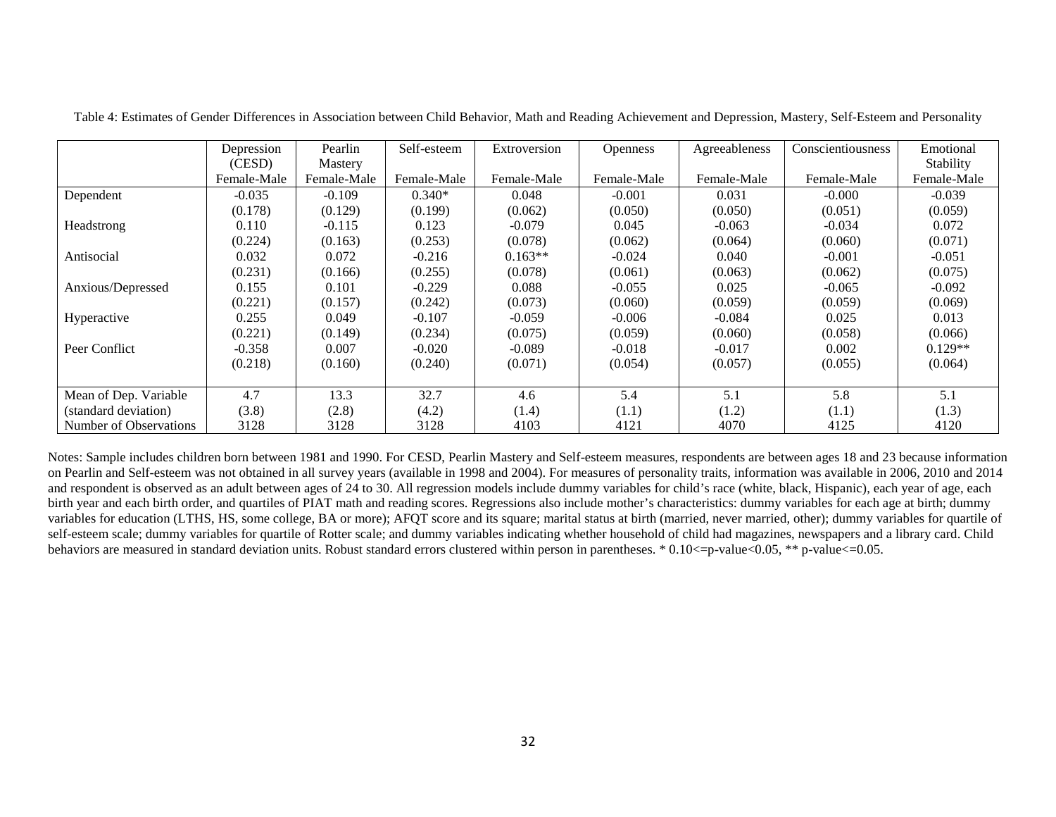Table 4: Estimates of Gender Differences in Association between Child Behavior, Math and Reading Achievement and Depression, Mastery, Self-Esteem and Personality

| | Depression (CESD) | Pearlin Mastery | Self-esteem | Extroversion | Openness | Agreeableness | Conscientiousness | Emotional Stability |
|---|---|---|---|---|---|---|---|---|
| | Female-Male | Female-Male | Female-Male | Female-Male | Female-Male | Female-Male | Female-Male | Female-Male |
| Dependent | -0.035 | -0.109 | 0.340* | 0.048 | -0.001 | 0.031 | -0.000 | -0.039 |
| | (0.178) | (0.129) | (0.199) | (0.062) | (0.050) | (0.050) | (0.051) | (0.059) |
| Headstrong | 0.110 | -0.115 | 0.123 | -0.079 | 0.045 | -0.063 | -0.034 | 0.072 |
| | (0.224) | (0.163) | (0.253) | (0.078) | (0.062) | (0.064) | (0.060) | (0.071) |
| Antisocial | 0.032 | 0.072 | -0.216 | 0.163** | -0.024 | 0.040 | -0.001 | -0.051 |
| | (0.231) | (0.166) | (0.255) | (0.078) | (0.061) | (0.063) | (0.062) | (0.075) |
| Anxious/Depressed | 0.155 | 0.101 | -0.229 | 0.088 | -0.055 | 0.025 | -0.065 | -0.092 |
| | (0.221) | (0.157) | (0.242) | (0.073) | (0.060) | (0.059) | (0.059) | (0.069) |
| Hyperactive | 0.255 | 0.049 | -0.107 | -0.059 | -0.006 | -0.084 | 0.025 | 0.013 |
| | (0.221) | (0.149) | (0.234) | (0.075) | (0.059) | (0.060) | (0.058) | (0.066) |
| Peer Conflict | -0.358 | 0.007 | -0.020 | -0.089 | -0.018 | -0.017 | 0.002 | 0.129** |
| | (0.218) | (0.160) | (0.240) | (0.071) | (0.054) | (0.057) | (0.055) | (0.064) |
| Mean of Dep. Variable | 4.7 | 13.3 | 32.7 | 4.6 | 5.4 | 5.1 | 5.8 | 5.1 |
| (standard deviation) | (3.8) | (2.8) | (4.2) | (1.4) | (1.1) | (1.2) | (1.1) | (1.3) |
| Number of Observations | 3128 | 3128 | 3128 | 4103 | 4121 | 4070 | 4125 | 4120 |

Notes: Sample includes children born between 1981 and 1990. For CESD, Pearlin Mastery and Self-esteem measures, respondents are between ages 18 and 23 because information on Pearlin and Self-esteem was not obtained in all survey years (available in 1998 and 2004). For measures of personality traits, information was available in 2006, 2010 and 2014 and respondent is observed as an adult between ages of 24 to 30. All regression models include dummy variables for child's race (white, black, Hispanic), each year of age, each birth year and each birth order, and quartiles of PIAT math and reading scores. Regressions also include mother's characteristics: dummy variables for each age at birth; dummy variables for education (LTHS, HS, some college, BA or more); AFQT score and its square; marital status at birth (married, never married, other); dummy variables for quartile of self-esteem scale; dummy variables for quartile of Rotter scale; and dummy variables indicating whether household of child had magazines, newspapers and a library card. Child behaviors are measured in standard deviation units. Robust standard errors clustered within person in parentheses. * 0.10<=p-value<0.05, ** p-value<=0.05.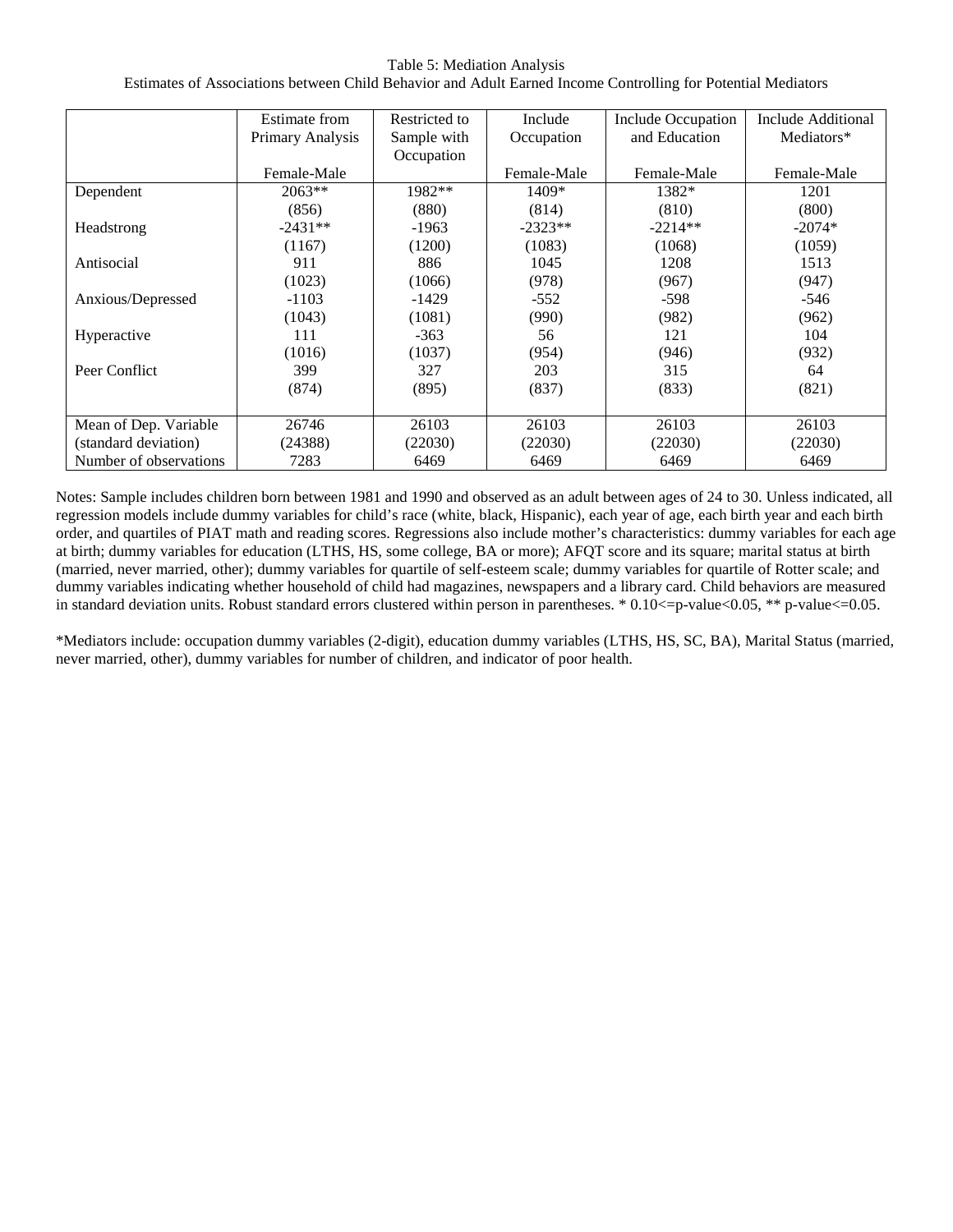Table 5: Mediation Analysis

Estimates of Associations between Child Behavior and Adult Earned Income Controlling for Potential Mediators

| | Estimate from Primary Analysis | Restricted to Sample with Occupation | Include Occupation | Include Occupation and Education | Include Additional Mediators* |
|---|---|---|---|---|---|
| | Female-Male | | Female-Male | Female-Male | Female-Male |
| Dependent | 2063** | 1982** | 1409* | 1382* | 1201 |
| | (856) | (880) | (814) | (810) | (800) |
| Headstrong | -2431** | -1963 | -2323** | -2214** | -2074* |
| | (1167) | (1200) | (1083) | (1068) | (1059) |
| Antisocial | 911 | 886 | 1045 | 1208 | 1513 |
| | (1023) | (1066) | (978) | (967) | (947) |
| Anxious/Depressed | -1103 | -1429 | -552 | -598 | -546 |
| | (1043) | (1081) | (990) | (982) | (962) |
| Hyperactive | 111 | -363 | 56 | 121 | 104 |
| | (1016) | (1037) | (954) | (946) | (932) |
| Peer Conflict | 399 | 327 | 203 | 315 | 64 |
| | (874) | (895) | (837) | (833) | (821) |
| Mean of Dep. Variable | 26746 | 26103 | 26103 | 26103 | 26103 |
| (standard deviation) | (24388) | (22030) | (22030) | (22030) | (22030) |
| Number of observations | 7283 | 6469 | 6469 | 6469 | 6469 |

Notes: Sample includes children born between 1981 and 1990 and observed as an adult between ages of 24 to 30. Unless indicated, all regression models include dummy variables for child's race (white, black, Hispanic), each year of age, each birth year and each birth order, and quartiles of PIAT math and reading scores. Regressions also include mother's characteristics: dummy variables for each age at birth; dummy variables for education (LTHS, HS, some college, BA or more); AFQT score and its square; marital status at birth (married, never married, other); dummy variables for quartile of self-esteem scale; dummy variables for quartile of Rotter scale; and dummy variables indicating whether household of child had magazines, newspapers and a library card. Child behaviors are measured in standard deviation units. Robust standard errors clustered within person in parentheses. * 0.10<=p-value<0.05, ** p-value<=0.05.

*Mediators include: occupation dummy variables (2-digit), education dummy variables (LTHS, HS, SC, BA), Marital Status (married, never married, other), dummy variables for number of children, and indicator of poor health.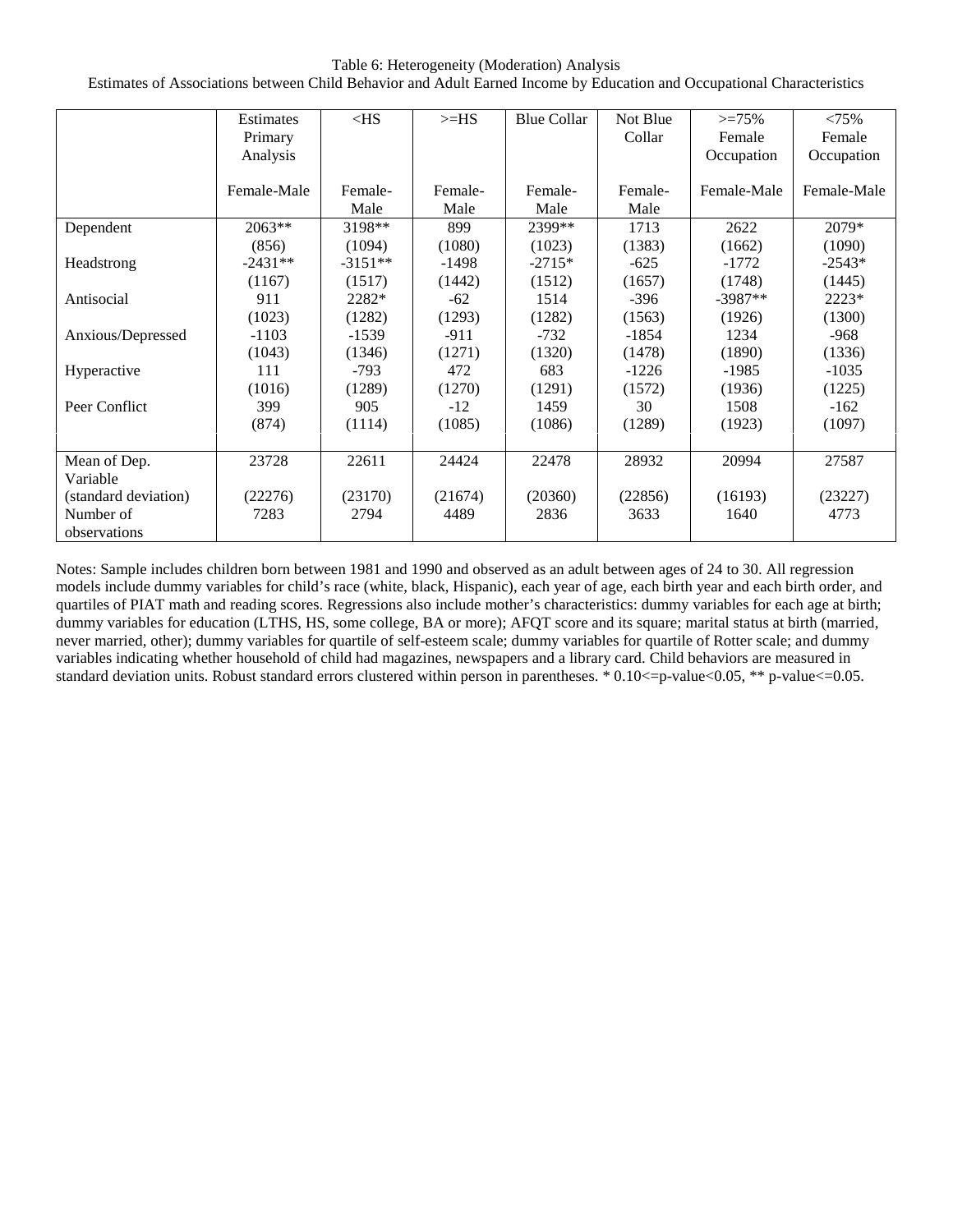Table 6: Heterogeneity (Moderation) Analysis

Estimates of Associations between Child Behavior and Adult Earned Income by Education and Occupational Characteristics

| | Estimates Primary Analysis | <HS | >=HS | Blue Collar | Not Blue Collar | >=75% Female Occupation | <75% Female Occupation |
|---|---|---|---|---|---|---|---|
| | Female-Male | Female-Male | Female-Male | Female-Male | Female-Male | Female-Male | Female-Male |
| Dependent | 2063** | 3198** | 899 | 2399** | 1713 | 2622 | 2079* |
| | (856) | (1094) | (1080) | (1023) | (1383) | (1662) | (1090) |
| Headstrong | -2431** | -3151** | -1498 | -2715* | -625 | -1772 | -2543* |
| | (1167) | (1517) | (1442) | (1512) | (1657) | (1748) | (1445) |
| Antisocial | 911 | 2282* | -62 | 1514 | -396 | -3987** | 2223* |
| | (1023) | (1282) | (1293) | (1282) | (1563) | (1926) | (1300) |
| Anxious/Depressed | -1103 | -1539 | -911 | -732 | -1854 | 1234 | -968 |
| | (1043) | (1346) | (1271) | (1320) | (1478) | (1890) | (1336) |
| Hyperactive | 111 | -793 | 472 | 683 | -1226 | -1985 | -1035 |
| | (1016) | (1289) | (1270) | (1291) | (1572) | (1936) | (1225) |
| Peer Conflict | 399 | 905 | -12 | 1459 | 30 | 1508 | -162 |
| | (874) | (1114) | (1085) | (1086) | (1289) | (1923) | (1097) |
| | | | | | | | |
| Mean of Dep. Variable | 23728 | 22611 | 24424 | 22478 | 28932 | 20994 | 27587 |
| (standard deviation) | (22276) | (23170) | (21674) | (20360) | (22856) | (16193) | (23227) |
| Number of observations | 7283 | 2794 | 4489 | 2836 | 3633 | 1640 | 4773 |

Notes: Sample includes children born between 1981 and 1990 and observed as an adult between ages of 24 to 30. All regression models include dummy variables for child's race (white, black, Hispanic), each year of age, each birth year and each birth order, and quartiles of PIAT math and reading scores. Regressions also include mother's characteristics: dummy variables for each age at birth; dummy variables for education (LTHS, HS, some college, BA or more); AFQT score and its square; marital status at birth (married, never married, other); dummy variables for quartile of self-esteem scale; dummy variables for quartile of Rotter scale; and dummy variables indicating whether household of child had magazines, newspapers and a library card. Child behaviors are measured in standard deviation units. Robust standard errors clustered within person in parentheses. * 0.10<=p-value<0.05, ** p-value<=0.05.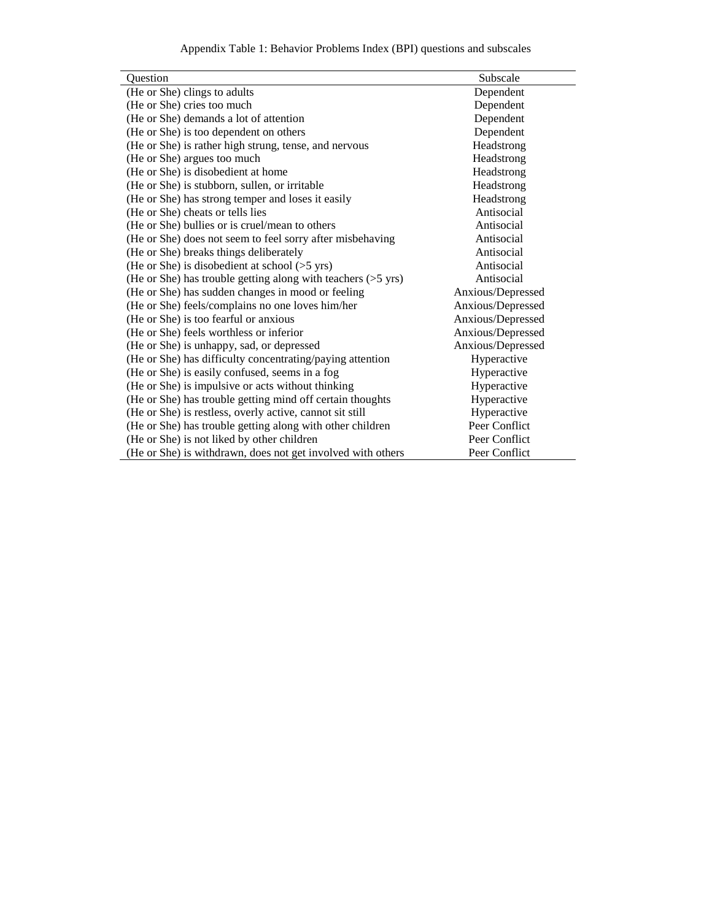Appendix Table 1: Behavior Problems Index (BPI) questions and subscales

| Question | Subscale |
| --- | --- |
| (He or She) clings to adults | Dependent |
| (He or She) cries too much | Dependent |
| (He or She) demands a lot of attention | Dependent |
| (He or She) is too dependent on others | Dependent |
| (He or She) is rather high strung, tense, and nervous | Headstrong |
| (He or She) argues too much | Headstrong |
| (He or She) is disobedient at home | Headstrong |
| (He or She) is stubborn, sullen, or irritable | Headstrong |
| (He or She) has strong temper and loses it easily | Headstrong |
| (He or She) cheats or tells lies | Antisocial |
| (He or She) bullies or is cruel/mean to others | Antisocial |
| (He or She) does not seem to feel sorry after misbehaving | Antisocial |
| (He or She) breaks things deliberately | Antisocial |
| (He or She) is disobedient at school (>5 yrs) | Antisocial |
| (He or She) has trouble getting along with teachers (>5 yrs) | Antisocial |
| (He or She) has sudden changes in mood or feeling | Anxious/Depressed |
| (He or She) feels/complains no one loves him/her | Anxious/Depressed |
| (He or She) is too fearful or anxious | Anxious/Depressed |
| (He or She) feels worthless or inferior | Anxious/Depressed |
| (He or She) is unhappy, sad, or depressed | Anxious/Depressed |
| (He or She) has difficulty concentrating/paying attention | Hyperactive |
| (He or She) is easily confused, seems in a fog | Hyperactive |
| (He or She) is impulsive or acts without thinking | Hyperactive |
| (He or She) has trouble getting mind off certain thoughts | Hyperactive |
| (He or She) is restless, overly active, cannot sit still | Hyperactive |
| (He or She) has trouble getting along with other children | Peer Conflict |
| (He or She) is not liked by other children | Peer Conflict |
| (He or She) is withdrawn, does not get involved with others | Peer Conflict |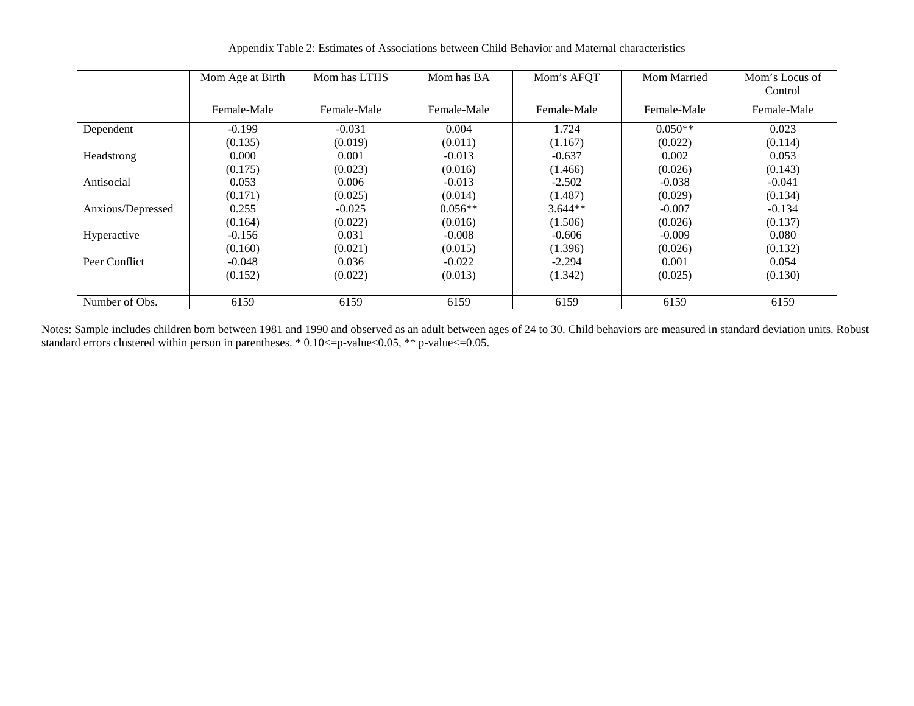Appendix Table 2: Estimates of Associations between Child Behavior and Maternal characteristics

| | Mom Age at Birth | Mom has LTHS | Mom has BA | Mom's AFQT | Mom Married | Mom's Locus of Control |
|---|---|---|---|---|---|---|
| | Female-Male | Female-Male | Female-Male | Female-Male | Female-Male | Female-Male |
| Dependent | -0.199 | -0.031 | 0.004 | 1.724 | 0.050** | 0.023 |
| | (0.135) | (0.019) | (0.011) | (1.167) | (0.022) | (0.114) |
| Headstrong | 0.000 | 0.001 | -0.013 | -0.637 | 0.002 | 0.053 |
| | (0.175) | (0.023) | (0.016) | (1.466) | (0.026) | (0.143) |
| Antisocial | 0.053 | 0.006 | -0.013 | -2.502 | -0.038 | -0.041 |
| | (0.171) | (0.025) | (0.014) | (1.487) | (0.029) | (0.134) |
| Anxious/Depressed | 0.255 | -0.025 | 0.056** | 3.644** | -0.007 | -0.134 |
| | (0.164) | (0.022) | (0.016) | (1.506) | (0.026) | (0.137) |
| Hyperactive | -0.156 | 0.031 | -0.008 | -0.606 | -0.009 | 0.080 |
| | (0.160) | (0.021) | (0.015) | (1.396) | (0.026) | (0.132) |
| Peer Conflict | -0.048 | 0.036 | -0.022 | -2.294 | 0.001 | 0.054 |
| | (0.152) | (0.022) | (0.013) | (1.342) | (0.025) | (0.130) |
| Number of Obs. | 6159 | 6159 | 6159 | 6159 | 6159 | 6159 |

Notes: Sample includes children born between 1981 and 1990 and observed as an adult between ages of 24 to 30. Child behaviors are measured in standard deviation units. Robust standard errors clustered within person in parentheses. * 0.10<=p-value<0.05, ** p-value<=0.05.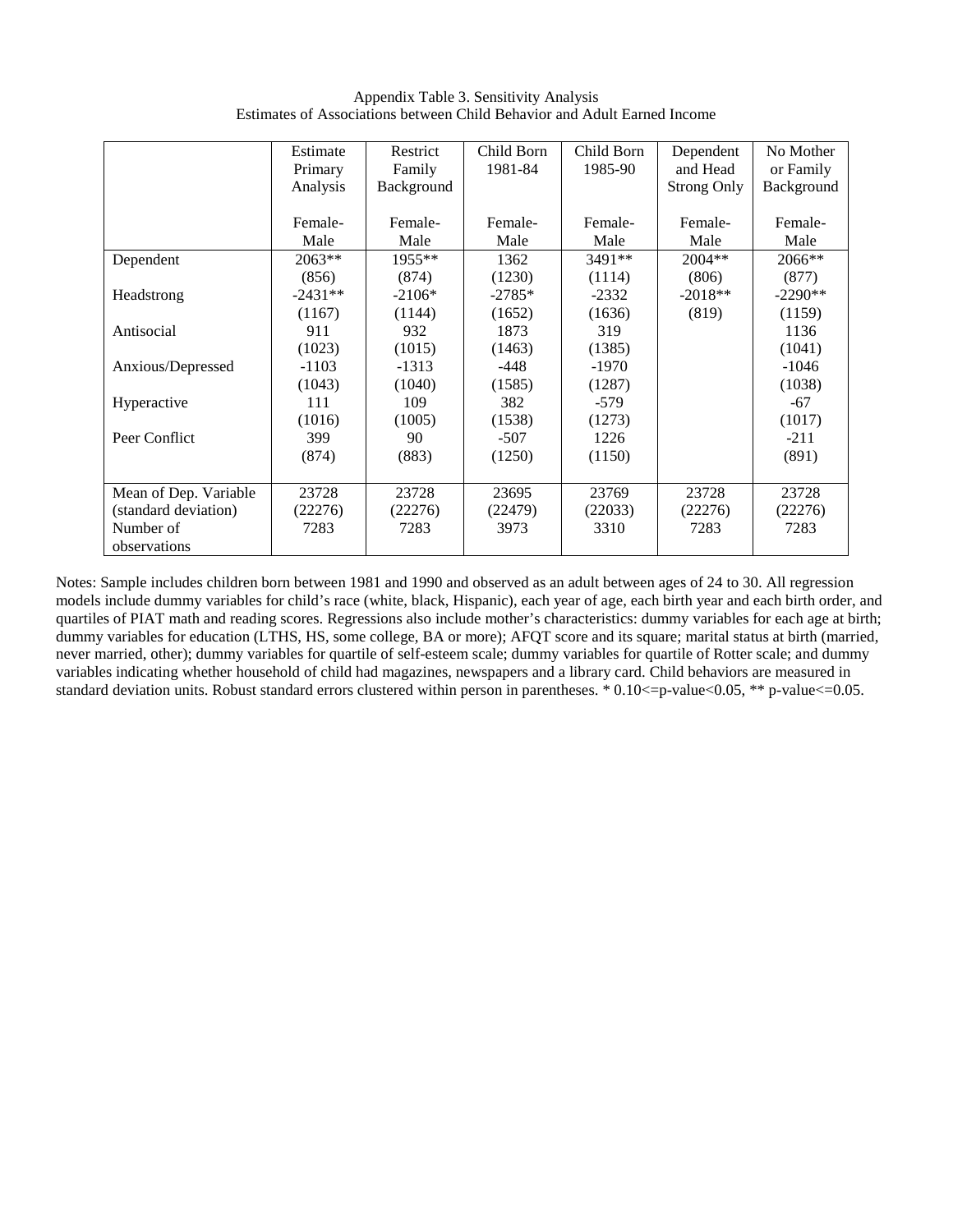Appendix Table 3. Sensitivity Analysis
Estimates of Associations between Child Behavior and Adult Earned Income

| | Estimate Primary Analysis | Restrict Family Background | Child Born 1981-84 | Child Born 1985-90 | Dependent and Head Strong Only | No Mother or Family Background |
|---|---|---|---|---|---|---|
| | Female-Male | Female-Male | Female-Male | Female-Male | Female-Male | Female-Male |
| Dependent | 2063** | 1955** | 1362 | 3491** | 2004** | 2066** |
| | (856) | (874) | (1230) | (1114) | (806) | (877) |
| Headstrong | -2431** | -2106* | -2785* | -2332 | -2018** | -2290** |
| | (1167) | (1144) | (1652) | (1636) | (819) | (1159) |
| Antisocial | 911 | 932 | 1873 | 319 | | 1136 |
| | (1023) | (1015) | (1463) | (1385) | | (1041) |
| Anxious/Depressed | -1103 | -1313 | -448 | -1970 | | -1046 |
| | (1043) | (1040) | (1585) | (1287) | | (1038) |
| Hyperactive | 111 | 109 | 382 | -579 | | -67 |
| | (1016) | (1005) | (1538) | (1273) | | (1017) |
| Peer Conflict | 399 | 90 | -507 | 1226 | | -211 |
| | (874) | (883) | (1250) | (1150) | | (891) |
| Mean of Dep. Variable | 23728 | 23728 | 23695 | 23769 | 23728 | 23728 |
| (standard deviation) | (22276) | (22276) | (22479) | (22033) | (22276) | (22276) |
| Number of observations | 7283 | 7283 | 3973 | 3310 | 7283 | 7283 |

Notes: Sample includes children born between 1981 and 1990 and observed as an adult between ages of 24 to 30. All regression models include dummy variables for child's race (white, black, Hispanic), each year of age, each birth year and each birth order, and quartiles of PIAT math and reading scores. Regressions also include mother's characteristics: dummy variables for each age at birth; dummy variables for education (LTHS, HS, some college, BA or more); AFQT score and its square; marital status at birth (married, never married, other); dummy variables for quartile of self-esteem scale; dummy variables for quartile of Rotter scale; and dummy variables indicating whether household of child had magazines, newspapers and a library card. Child behaviors are measured in standard deviation units. Robust standard errors clustered within person in parentheses. * 0.10<=p-value<0.05, ** p-value<=0.05.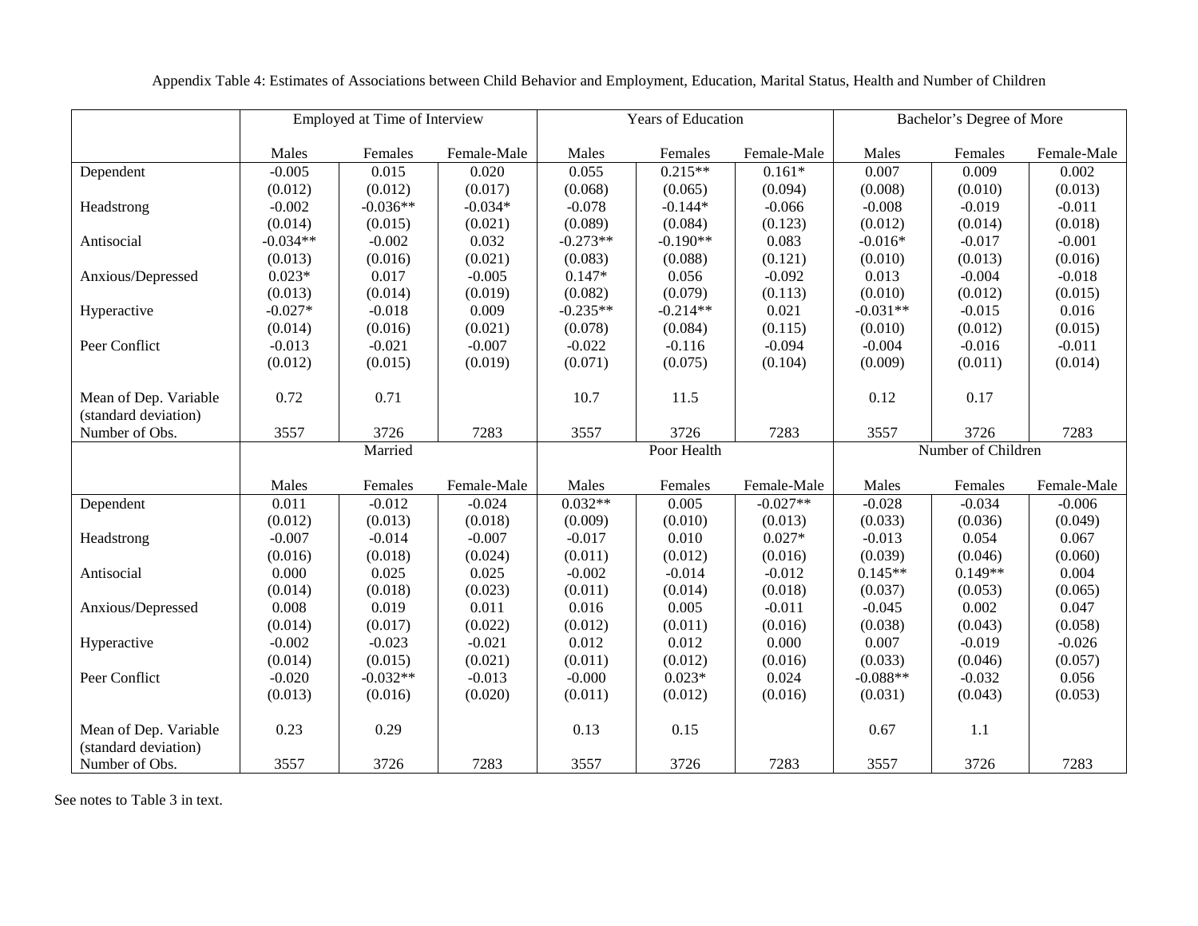Appendix Table 4: Estimates of Associations between Child Behavior and Employment, Education, Marital Status, Health and Number of Children

| | Employed at Time of Interview | | | Years of Education | | | Bachelor's Degree of More | | |
|---|---|---|---|---|---|---|---|---|---|
| | Males | Females | Female-Male | Males | Females | Female-Male | Males | Females | Female-Male |
| Dependent | -0.005 | 0.015 | 0.020 | 0.055 | 0.215** | 0.161* | 0.007 | 0.009 | 0.002 |
| | (0.012) | (0.012) | (0.017) | (0.068) | (0.065) | (0.094) | (0.008) | (0.010) | (0.013) |
| Headstrong | -0.002 | -0.036** | -0.034* | -0.078 | -0.144* | -0.066 | -0.008 | -0.019 | -0.011 |
| | (0.014) | (0.015) | (0.021) | (0.089) | (0.084) | (0.123) | (0.012) | (0.014) | (0.018) |
| Antisocial | -0.034** | -0.002 | 0.032 | -0.273** | -0.190** | 0.083 | -0.016* | -0.017 | -0.001 |
| | (0.013) | (0.016) | (0.021) | (0.083) | (0.088) | (0.121) | (0.010) | (0.013) | (0.016) |
| Anxious/Depressed | 0.023* | 0.017 | -0.005 | 0.147* | 0.056 | -0.092 | 0.013 | -0.004 | -0.018 |
| | (0.013) | (0.014) | (0.019) | (0.082) | (0.079) | (0.113) | (0.010) | (0.012) | (0.015) |
| Hyperactive | -0.027* | -0.018 | 0.009 | -0.235** | -0.214** | 0.021 | -0.031** | -0.015 | 0.016 |
| | (0.014) | (0.016) | (0.021) | (0.078) | (0.084) | (0.115) | (0.010) | (0.012) | (0.015) |
| Peer Conflict | -0.013 | -0.021 | -0.007 | -0.022 | -0.116 | -0.094 | -0.004 | -0.016 | -0.011 |
| | (0.012) | (0.015) | (0.019) | (0.071) | (0.075) | (0.104) | (0.009) | (0.011) | (0.014) |
| Mean of Dep. Variable (standard deviation) | 0.72 | 0.71 | | 10.7 | 11.5 | | 0.12 | 0.17 | |
| Number of Obs. | 3557 | 3726 | 7283 | 3557 | 3726 | 7283 | 3557 | 3726 | 7283 |
| | Married | | | Poor Health | | | Number of Children | | |
| | Males | Females | Female-Male | Males | Females | Female-Male | Males | Females | Female-Male |
| Dependent | 0.011 | -0.012 | -0.024 | 0.032** | 0.005 | -0.027** | -0.028 | -0.034 | -0.006 |
| | (0.012) | (0.013) | (0.018) | (0.009) | (0.010) | (0.013) | (0.033) | (0.036) | (0.049) |
| Headstrong | -0.007 | -0.014 | -0.007 | -0.017 | 0.010 | 0.027* | -0.013 | 0.054 | 0.067 |
| | (0.016) | (0.018) | (0.024) | (0.011) | (0.012) | (0.016) | (0.039) | (0.046) | (0.060) |
| Antisocial | 0.000 | 0.025 | 0.025 | -0.002 | -0.014 | -0.012 | 0.145** | 0.149** | 0.004 |
| | (0.014) | (0.018) | (0.023) | (0.011) | (0.014) | (0.018) | (0.037) | (0.053) | (0.065) |
| Anxious/Depressed | 0.008 | 0.019 | 0.011 | 0.016 | 0.005 | -0.011 | -0.045 | 0.002 | 0.047 |
| | (0.014) | (0.017) | (0.022) | (0.012) | (0.011) | (0.016) | (0.038) | (0.043) | (0.058) |
| Hyperactive | -0.002 | -0.023 | -0.021 | 0.012 | 0.012 | 0.000 | 0.007 | -0.019 | -0.026 |
| | (0.014) | (0.015) | (0.021) | (0.011) | (0.012) | (0.016) | (0.033) | (0.046) | (0.057) |
| Peer Conflict | -0.020 | -0.032** | -0.013 | -0.000 | 0.023* | 0.024 | -0.088** | -0.032 | 0.056 |
| | (0.013) | (0.016) | (0.020) | (0.011) | (0.012) | (0.016) | (0.031) | (0.043) | (0.053) |
| Mean of Dep. Variable (standard deviation) | 0.23 | 0.29 | | 0.13 | 0.15 | | 0.67 | 1.1 | |
| Number of Obs. | 3557 | 3726 | 7283 | 3557 | 3726 | 7283 | 3557 | 3726 | 7283 |

See notes to Table 3 in text.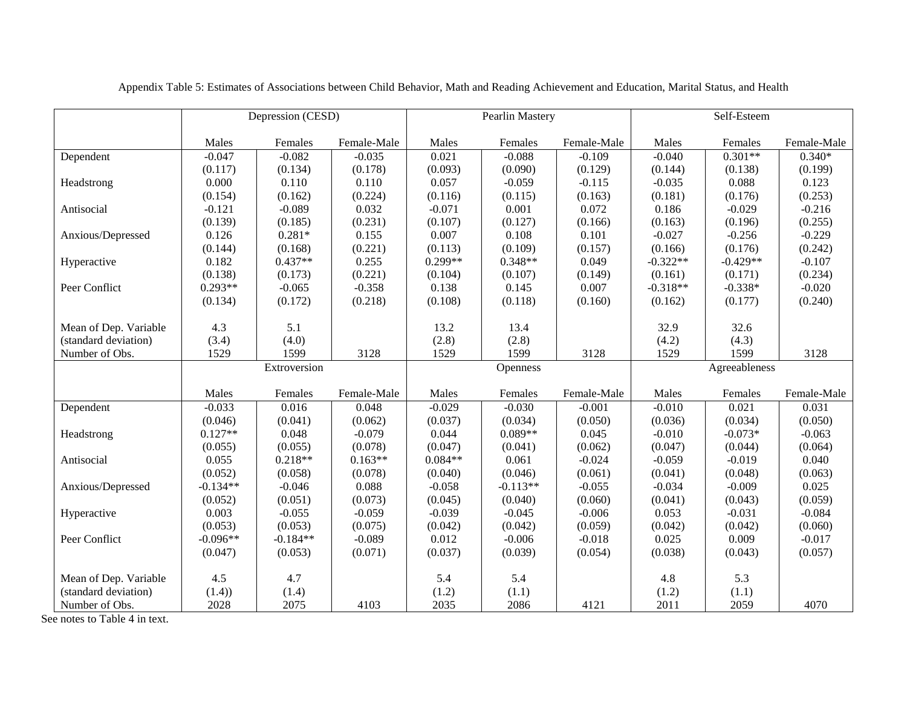Appendix Table 5: Estimates of Associations between Child Behavior, Math and Reading Achievement and Education, Marital Status, and Health

| | Depression (CESD) | | | Pearlin Mastery | | | Self-Esteem | | |
|---|---|---|---|---|---|---|---|---|---|
| | Males | Females | Female-Male | Males | Females | Female-Male | Males | Females | Female-Male |
| Dependent | -0.047 | -0.082 | -0.035 | 0.021 | -0.088 | -0.109 | -0.040 | 0.301** | 0.340* |
| | (0.117) | (0.134) | (0.178) | (0.093) | (0.090) | (0.129) | (0.144) | (0.138) | (0.199) |
| Headstrong | 0.000 | 0.110 | 0.110 | 0.057 | -0.059 | -0.115 | -0.035 | 0.088 | 0.123 |
| | (0.154) | (0.162) | (0.224) | (0.116) | (0.115) | (0.163) | (0.181) | (0.176) | (0.253) |
| Antisocial | -0.121 | -0.089 | 0.032 | -0.071 | 0.001 | 0.072 | 0.186 | -0.029 | -0.216 |
| | (0.139) | (0.185) | (0.231) | (0.107) | (0.127) | (0.166) | (0.163) | (0.196) | (0.255) |
| Anxious/Depressed | 0.126 | 0.281* | 0.155 | 0.007 | 0.108 | 0.101 | -0.027 | -0.256 | -0.229 |
| | (0.144) | (0.168) | (0.221) | (0.113) | (0.109) | (0.157) | (0.166) | (0.176) | (0.242) |
| Hyperactive | 0.182 | 0.437** | 0.255 | 0.299** | 0.348** | 0.049 | -0.322** | -0.429** | -0.107 |
| | (0.138) | (0.173) | (0.221) | (0.104) | (0.107) | (0.149) | (0.161) | (0.171) | (0.234) |
| Peer Conflict | 0.293** | -0.065 | -0.358 | 0.138 | 0.145 | 0.007 | -0.318** | -0.338* | -0.020 |
| | (0.134) | (0.172) | (0.218) | (0.108) | (0.118) | (0.160) | (0.162) | (0.177) | (0.240) |
| Mean of Dep. Variable | 4.3 | 5.1 | | 13.2 | 13.4 | | 32.9 | 32.6 | |
| (standard deviation) | (3.4) | (4.0) | | (2.8) | (2.8) | | (4.2) | (4.3) | |
| Number of Obs. | 1529 | 1599 | 3128 | 1529 | 1599 | 3128 | 1529 | 1599 | 3128 |

| | Extroversion | | | Openness | | | Agreeableness | | |
|---|---|---|---|---|---|---|---|---|---|
| | Males | Females | Female-Male | Males | Females | Female-Male | Males | Females | Female-Male |
| Dependent | -0.033 | 0.016 | 0.048 | -0.029 | -0.030 | -0.001 | -0.010 | 0.021 | 0.031 |
| | (0.046) | (0.041) | (0.062) | (0.037) | (0.034) | (0.050) | (0.036) | (0.034) | (0.050) |
| Headstrong | 0.127** | 0.048 | -0.079 | 0.044 | 0.089** | 0.045 | -0.010 | -0.073* | -0.063 |
| | (0.055) | (0.055) | (0.078) | (0.047) | (0.041) | (0.062) | (0.047) | (0.044) | (0.064) |
| Antisocial | 0.055 | 0.218** | 0.163** | 0.084** | 0.061 | -0.024 | -0.059 | -0.019 | 0.040 |
| | (0.052) | (0.058) | (0.078) | (0.040) | (0.046) | (0.061) | (0.041) | (0.048) | (0.063) |
| Anxious/Depressed | -0.134** | -0.046 | 0.088 | -0.058 | -0.113** | -0.055 | -0.034 | -0.009 | 0.025 |
| | (0.052) | (0.051) | (0.073) | (0.045) | (0.040) | (0.060) | (0.041) | (0.043) | (0.059) |
| Hyperactive | 0.003 | -0.055 | -0.059 | -0.039 | -0.045 | -0.006 | 0.053 | -0.031 | -0.084 |
| | (0.053) | (0.053) | (0.075) | (0.042) | (0.042) | (0.059) | (0.042) | (0.042) | (0.060) |
| Peer Conflict | -0.096** | -0.184** | -0.089 | 0.012 | -0.006 | -0.018 | 0.025 | 0.009 | -0.017 |
| | (0.047) | (0.053) | (0.071) | (0.037) | (0.039) | (0.054) | (0.038) | (0.043) | (0.057) |
| Mean of Dep. Variable | 4.5 | 4.7 | | 5.4 | 5.4 | | 4.8 | 5.3 | |
| (standard deviation) | (1.4)) | (1.4) | | (1.2) | (1.1) | | (1.2) | (1.1) | |
| Number of Obs. | 2028 | 2075 | 4103 | 2035 | 2086 | 4121 | 2011 | 2059 | 4070 |

See notes to Table 4 in text.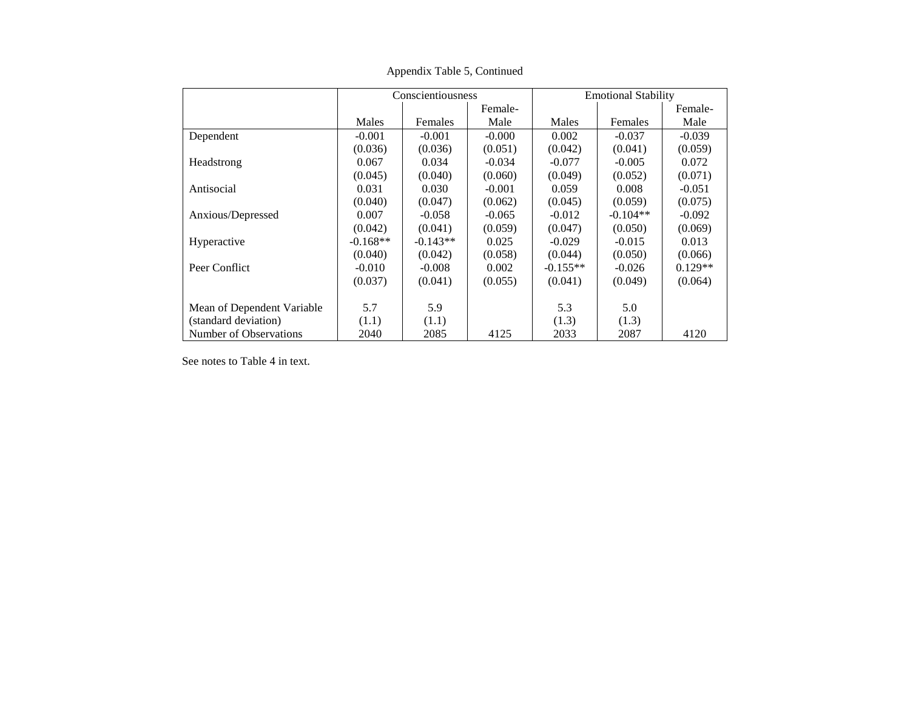Appendix Table 5, Continued

| | Conscientiousness | | | Emotional Stability | | |
|---|---|---|---|---|---|---|
| | Males | Females | Female-Male | Males | Females | Female-Male |
| Dependent | -0.001 | -0.001 | -0.000 | 0.002 | -0.037 | -0.039 |
| | (0.036) | (0.036) | (0.051) | (0.042) | (0.041) | (0.059) |
| Headstrong | 0.067 | 0.034 | -0.034 | -0.077 | -0.005 | 0.072 |
| | (0.045) | (0.040) | (0.060) | (0.049) | (0.052) | (0.071) |
| Antisocial | 0.031 | 0.030 | -0.001 | 0.059 | 0.008 | -0.051 |
| | (0.040) | (0.047) | (0.062) | (0.045) | (0.059) | (0.075) |
| Anxious/Depressed | 0.007 | -0.058 | -0.065 | -0.012 | -0.104** | -0.092 |
| | (0.042) | (0.041) | (0.059) | (0.047) | (0.050) | (0.069) |
| Hyperactive | -0.168** | -0.143** | 0.025 | -0.029 | -0.015 | 0.013 |
| | (0.040) | (0.042) | (0.058) | (0.044) | (0.050) | (0.066) |
| Peer Conflict | -0.010 | -0.008 | 0.002 | -0.155** | -0.026 | 0.129** |
| | (0.037) | (0.041) | (0.055) | (0.041) | (0.049) | (0.064) |
| | | | | | | |
| Mean of Dependent Variable | 5.7 | 5.9 | | 5.3 | 5.0 | |
| (standard deviation) | (1.1) | (1.1) | | (1.3) | (1.3) | |
| Number of Observations | 2040 | 2085 | 4125 | 2033 | 2087 | 4120 |

See notes to Table 4 in text.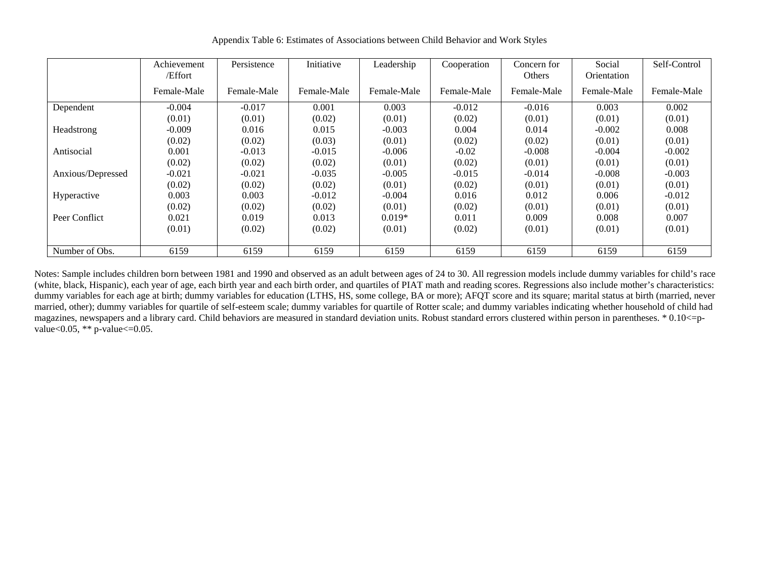Appendix Table 6: Estimates of Associations between Child Behavior and Work Styles

| | Achievement /Effort | Persistence | Initiative | Leadership | Cooperation | Concern for Others | Social Orientation | Self-Control |
|---|---|---|---|---|---|---|---|---|
| | Female-Male | Female-Male | Female-Male | Female-Male | Female-Male | Female-Male | Female-Male | Female-Male |
| Dependent | -0.004 | -0.017 | 0.001 | 0.003 | -0.012 | -0.016 | 0.003 | 0.002 |
| | (0.01) | (0.01) | (0.02) | (0.01) | (0.02) | (0.01) | (0.01) | (0.01) |
| Headstrong | -0.009 | 0.016 | 0.015 | -0.003 | 0.004 | 0.014 | -0.002 | 0.008 |
| | (0.02) | (0.02) | (0.03) | (0.01) | (0.02) | (0.02) | (0.01) | (0.01) |
| Antisocial | 0.001 | -0.013 | -0.015 | -0.006 | -0.02 | -0.008 | -0.004 | -0.002 |
| | (0.02) | (0.02) | (0.02) | (0.01) | (0.02) | (0.01) | (0.01) | (0.01) |
| Anxious/Depressed | -0.021 | -0.021 | -0.035 | -0.005 | -0.015 | -0.014 | -0.008 | -0.003 |
| | (0.02) | (0.02) | (0.02) | (0.01) | (0.02) | (0.01) | (0.01) | (0.01) |
| Hyperactive | 0.003 | 0.003 | -0.012 | -0.004 | 0.016 | 0.012 | 0.006 | -0.012 |
| | (0.02) | (0.02) | (0.02) | (0.01) | (0.02) | (0.01) | (0.01) | (0.01) |
| Peer Conflict | 0.021 | 0.019 | 0.013 | 0.019* | 0.011 | 0.009 | 0.008 | 0.007 |
| | (0.01) | (0.02) | (0.02) | (0.01) | (0.02) | (0.01) | (0.01) | (0.01) |
| Number of Obs. | 6159 | 6159 | 6159 | 6159 | 6159 | 6159 | 6159 | 6159 |

Notes: Sample includes children born between 1981 and 1990 and observed as an adult between ages of 24 to 30. All regression models include dummy variables for child's race (white, black, Hispanic), each year of age, each birth year and each birth order, and quartiles of PIAT math and reading scores. Regressions also include mother's characteristics: dummy variables for each age at birth; dummy variables for education (LTHS, HS, some college, BA or more); AFQT score and its square; marital status at birth (married, never married, other); dummy variables for quartile of self-esteem scale; dummy variables for quartile of Rotter scale; and dummy variables indicating whether household of child had magazines, newspapers and a library card. Child behaviors are measured in standard deviation units. Robust standard errors clustered within person in parentheses. * 0.10<=p-value<0.05, ** p-value<=0.05.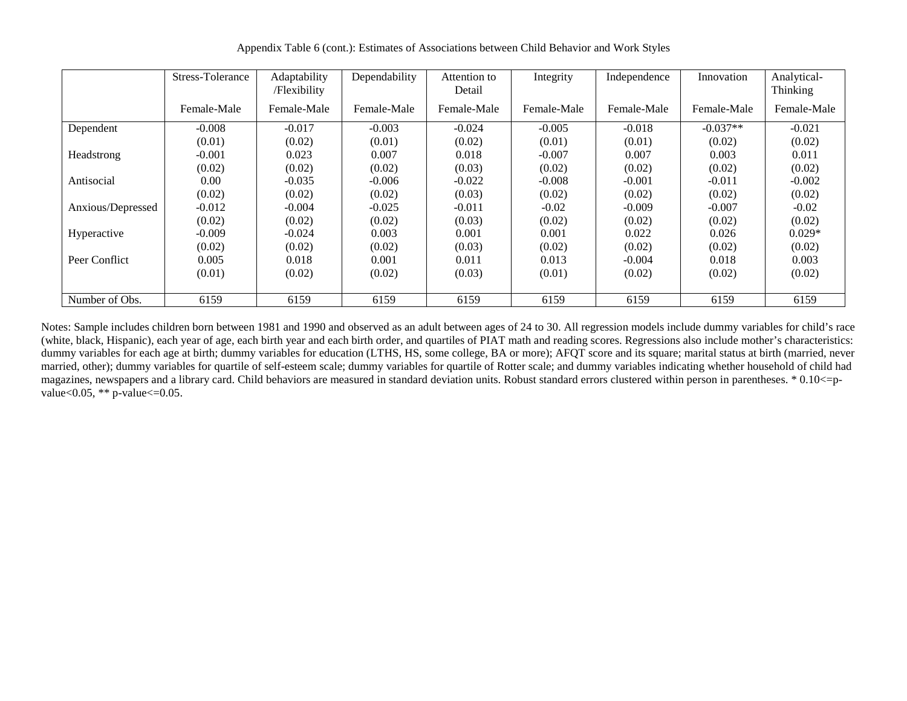Appendix Table 6 (cont.): Estimates of Associations between Child Behavior and Work Styles

| | Stress-Tolerance | Adaptability /Flexibility | Dependability | Attention to Detail | Integrity | Independence | Innovation | Analytical-Thinking |
|---|---|---|---|---|---|---|---|---|
| | Female-Male | Female-Male | Female-Male | Female-Male | Female-Male | Female-Male | Female-Male | Female-Male |
| Dependent | -0.008 | -0.017 | -0.003 | -0.024 | -0.005 | -0.018 | -0.037** | -0.021 |
| | (0.01) | (0.02) | (0.01) | (0.02) | (0.01) | (0.01) | (0.02) | (0.02) |
| Headstrong | -0.001 | 0.023 | 0.007 | 0.018 | -0.007 | 0.007 | 0.003 | 0.011 |
| | (0.02) | (0.02) | (0.02) | (0.03) | (0.02) | (0.02) | (0.02) | (0.02) |
| Antisocial | 0.00 | -0.035 | -0.006 | -0.022 | -0.008 | -0.001 | -0.011 | -0.002 |
| | (0.02) | (0.02) | (0.02) | (0.03) | (0.02) | (0.02) | (0.02) | (0.02) |
| Anxious/Depressed | -0.012 | -0.004 | -0.025 | -0.011 | -0.02 | -0.009 | -0.007 | -0.02 |
| | (0.02) | (0.02) | (0.02) | (0.03) | (0.02) | (0.02) | (0.02) | (0.02) |
| Hyperactive | -0.009 | -0.024 | 0.003 | 0.001 | 0.001 | 0.022 | 0.026 | 0.029* |
| | (0.02) | (0.02) | (0.02) | (0.03) | (0.02) | (0.02) | (0.02) | (0.02) |
| Peer Conflict | 0.005 | 0.018 | 0.001 | 0.011 | 0.013 | -0.004 | 0.018 | 0.003 |
| | (0.01) | (0.02) | (0.02) | (0.03) | (0.01) | (0.02) | (0.02) | (0.02) |
| Number of Obs. | 6159 | 6159 | 6159 | 6159 | 6159 | 6159 | 6159 | 6159 |

Notes: Sample includes children born between 1981 and 1990 and observed as an adult between ages of 24 to 30. All regression models include dummy variables for child's race (white, black, Hispanic), each year of age, each birth year and each birth order, and quartiles of PIAT math and reading scores. Regressions also include mother's characteristics: dummy variables for each age at birth; dummy variables for education (LTHS, HS, some college, BA or more); AFQT score and its square; marital status at birth (married, never married, other); dummy variables for quartile of self-esteem scale; dummy variables for quartile of Rotter scale; and dummy variables indicating whether household of child had magazines, newspapers and a library card. Child behaviors are measured in standard deviation units. Robust standard errors clustered within person in parentheses. * 0.10<=p-value<0.05, ** p-value<=0.05.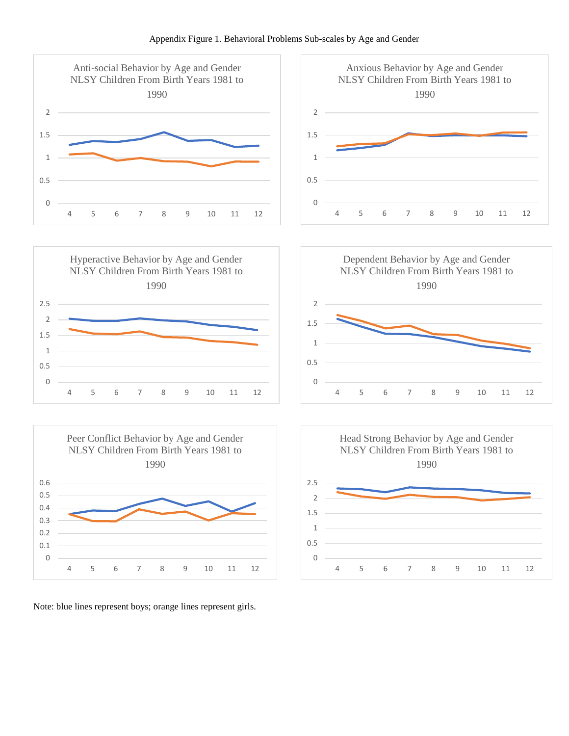Appendix Figure 1. Behavioral Problems Sub-scales by Age and Gender

Anti-social Behavior by Age and Gender
NLSY Children From Birth Years 1981 to 1990

2
1.5
1
0.5
0
4 5 6 7 8 9 10 11 12

Anxious Behavior by Age and Gender
NLSY Children From Birth Years 1981 to 1990

2
1.5
1
0.5
0
4 5 6 7 8 9 10 11 12

Hyperactive Behavior by Age and Gender
NLSY Children From Birth Years 1981 to 1990

2.5
2
1.5
1
0.5
0
4 5 6 7 8 9 10 11 12

Dependent Behavior by Age and Gender
NLSY Children From Birth Years 1981 to 1990

2
1.5
1
0.5
0
4 5 6 7 8 9 10 11 12

Peer Conflict Behavior by Age and Gender
NLSY Children From Birth Years 1981 to 1990

0.6
0.5
0.4
0.3
0.2
0.1
0
4 5 6 7 8 9 10 11 12

Head Strong Behavior by Age and Gender
NLSY Children From Birth Years 1981 to 1990

2.5
2
1.5
1
0.5
0
4 5 6 7 8 9 10 11 12

Note: blue lines represent boys; orange lines represent girls.